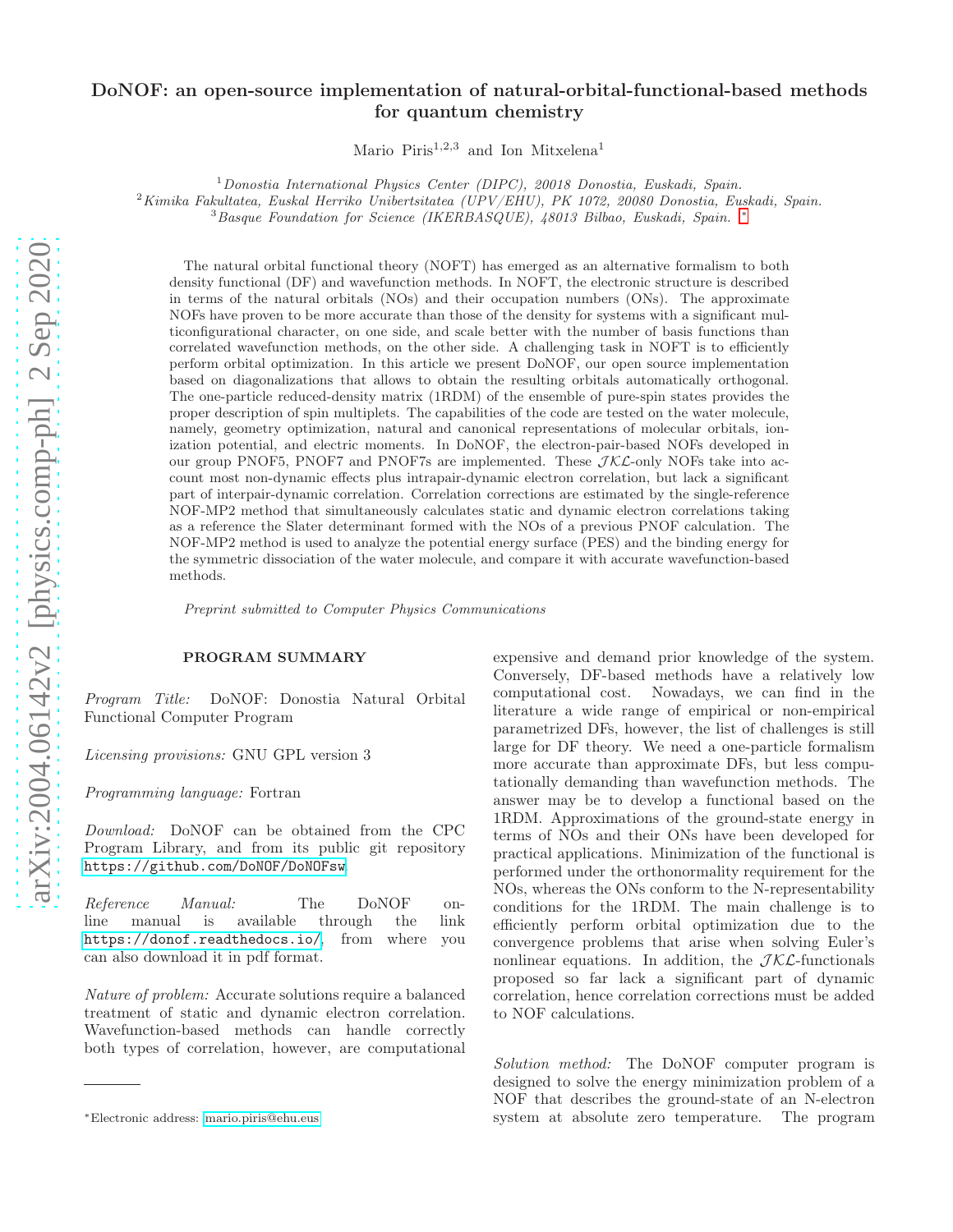# DoNOF: an open-source implementation of natural-orbital-functional-based methods for quantum chemistry

Mario Piris[1,2,3] and Ion Mitxelena[1]

[1]*Donostia International Physics Center (DIPC), 20018 Donostia, Euskadi, Spain.*
[2]*Kimika Fakultatea, Euskal Herriko Unibertsitatea (UPV/EHU), PK 1072, 20080 Donostia, Euskadi, Spain.*
[3]*Basque Foundation for Science (IKERBASQUE), 48013 Bilbao, Euskadi, Spain.* [*]

The natural orbital functional theory (NOFT) has emerged as an alternative formalism to both density functional (DF) and wavefunction methods. In NOFT, the electronic structure is described in terms of the natural orbitals (NOs) and their occupation numbers (ONs). The approximate NOFs have proven to be more accurate than those of the density for systems with a significant multiconfigurational character, on one side, and scale better with the number of basis functions than correlated wavefunction methods, on the other side. A challenging task in NOFT is to efficiently perform orbital optimization. In this article we present DoNOF, our open source implementation based on diagonalizations that allows to obtain the resulting orbitals automatically orthogonal. The one-particle reduced-density matrix (1RDM) of the ensemble of pure-spin states provides the proper description of spin multiplets. The capabilities of the code are tested on the water molecule, namely, geometry optimization, natural and canonical representations of molecular orbitals, ionization potential, and electric moments. In DoNOF, the electron-pair-based NOFs developed in our group PNOF5, PNOF7 and PNOF7s are implemented. These $\mathcal{JKL}$-only NOFs take into account most non-dynamic effects plus intrapair-dynamic electron correlation, but lack a significant part of interpair-dynamic correlation. Correlation corrections are estimated by the single-reference NOF-MP2 method that simultaneously calculates static and dynamic electron correlations taking as a reference the Slater determinant formed with the NOs of a previous PNOF calculation. The NOF-MP2 method is used to analyze the potential energy surface (PES) and the binding energy for the symmetric dissociation of the water molecule, and compare it with accurate wavefunction-based methods.

*Preprint submitted to Computer Physics Communications*

## PROGRAM SUMMARY

*Program Title:* DoNOF: Donostia Natural Orbital Functional Computer Program

*Licensing provisions:* GNU GPL version 3

*Programming language:* Fortran

*Download:* DoNOF can be obtained from the CPC Program Library, and from its public git repository https://github.com/DoNOF/DoNOFsw.

*Reference Manual:* The DoNOF on-line manual is available through the link https://donof.readthedocs.io/, from where you can also download it in pdf format.

*Nature of problem:* Accurate solutions require a balanced treatment of static and dynamic electron correlation. Wavefunction-based methods can handle correctly both types of correlation, however, are computational expensive and demand prior knowledge of the system. Conversely, DF-based methods have a relatively low computational cost. Nowadays, we can find in the literature a wide range of empirical or non-empirical parametrized DFs, however, the list of challenges is still large for DF theory. We need a one-particle formalism more accurate than approximate DFs, but less computationally demanding than wavefunction methods. The answer may be to develop a functional based on the 1RDM. Approximations of the ground-state energy in terms of NOs and their ONs have been developed for practical applications. Minimization of the functional is performed under the orthonormality requirement for the NOs, whereas the ONs conform to the N-representability conditions for the 1RDM. The main challenge is to efficiently perform orbital optimization due to the convergence problems that arise when solving Euler's nonlinear equations. In addition, the $\mathcal{JKL}$-functionals proposed so far lack a significant part of dynamic correlation, hence correlation corrections must be added to NOF calculations.

*Solution method:* The DoNOF computer program is designed to solve the energy minimization problem of a NOF that describes the ground-state of an N-electron system at absolute zero temperature. The program

[*]Electronic address: mario.piris@ehu.eus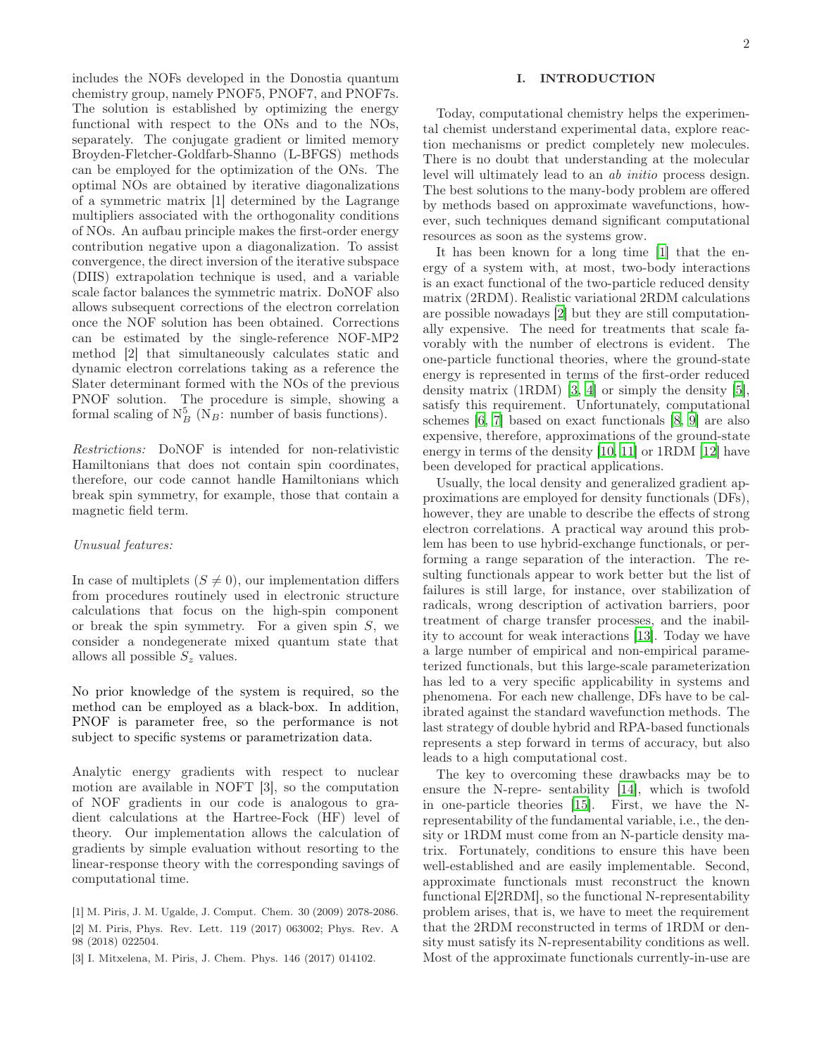includes the NOFs developed in the Donostia quantum chemistry group, namely PNOF5, PNOF7, and PNOF7s. The solution is established by optimizing the energy functional with respect to the ONs and to the NOs, separately. The conjugate gradient or limited memory Broyden-Fletcher-Goldfarb-Shanno (L-BFGS) methods can be employed for the optimization of the ONs. The optimal NOs are obtained by iterative diagonalizations of a symmetric matrix [1] determined by the Lagrange multipliers associated with the orthogonality conditions of NOs. An aufbau principle makes the first-order energy contribution negative upon a diagonalization. To assist convergence, the direct inversion of the iterative subspace (DIIS) extrapolation technique is used, and a variable scale factor balances the symmetric matrix. DoNOF also allows subsequent corrections of the electron correlation once the NOF solution has been obtained. Corrections can be estimated by the single-reference NOF-MP2 method [2] that simultaneously calculates static and dynamic electron correlations taking as a reference the Slater determinant formed with the NOs of the previous PNOF solution. The procedure is simple, showing a formal scaling of $N_B^5$ ($N_B$: number of basis functions).

*Restrictions:* DoNOF is intended for non-relativistic Hamiltonians that does not contain spin coordinates, therefore, our code cannot handle Hamiltonians which break spin symmetry, for example, those that contain a magnetic field term.

*Unusual features:*

In case of multiplets ($S \neq 0$), our implementation differs from procedures routinely used in electronic structure calculations that focus on the high-spin component or break the spin symmetry. For a given spin $S$, we consider a nondegenerate mixed quantum state that allows all possible $S_z$ values.

No prior knowledge of the system is required, so the method can be employed as a black-box. In addition, PNOF is parameter free, so the performance is not subject to specific systems or parametrization data.

Analytic energy gradients with respect to nuclear motion are available in NOFT [3], so the computation of NOF gradients in our code is analogous to gradient calculations at the Hartree-Fock (HF) level of theory. Our implementation allows the calculation of gradients by simple evaluation without resorting to the linear-response theory with the corresponding savings of computational time.

[1] M. Piris, J. M. Ugalde, J. Comput. Chem. 30 (2009) 2078-2086.

[2] M. Piris, Phys. Rev. Lett. 119 (2017) 063002; Phys. Rev. A 98 (2018) 022504.

[3] I. Mitxelena, M. Piris, J. Chem. Phys. 146 (2017) 014102.

## I. INTRODUCTION

Today, computational chemistry helps the experimental chemist understand experimental data, explore reaction mechanisms or predict completely new molecules. There is no doubt that understanding at the molecular level will ultimately lead to an *ab initio* process design. The best solutions to the many-body problem are offered by methods based on approximate wavefunctions, however, such techniques demand significant computational resources as soon as the systems grow.

It has been known for a long time [1] that the energy of a system with, at most, two-body interactions is an exact functional of the two-particle reduced density matrix (2RDM). Realistic variational 2RDM calculations are possible nowadays [2] but they are still computationally expensive. The need for treatments that scale favorably with the number of electrons is evident. The one-particle functional theories, where the ground-state energy is represented in terms of the first-order reduced density matrix (1RDM) [3, 4] or simply the density [5], satisfy this requirement. Unfortunately, computational schemes [6, 7] based on exact functionals [8, 9] are also expensive, therefore, approximations of the ground-state energy in terms of the density [10, 11] or 1RDM [12] have been developed for practical applications.

Usually, the local density and generalized gradient approximations are employed for density functionals (DFs), however, they are unable to describe the effects of strong electron correlations. A practical way around this problem has been to use hybrid-exchange functionals, or performing a range separation of the interaction. The resulting functionals appear to work better but the list of failures is still large, for instance, over stabilization of radicals, wrong description of activation barriers, poor treatment of charge transfer processes, and the inability to account for weak interactions [13]. Today we have a large number of empirical and non-empirical parameterized functionals, but this large-scale parameterization has led to a very specific applicability in systems and phenomena. For each new challenge, DFs have to be calibrated against the standard wavefunction methods. The last strategy of double hybrid and RPA-based functionals represents a step forward in terms of accuracy, but also leads to a high computational cost.

The key to overcoming these drawbacks may be to ensure the N-repre- sentability [14], which is twofold in one-particle theories [15]. First, we have the N-representability of the fundamental variable, i.e., the density or 1RDM must come from an N-particle density matrix. Fortunately, conditions to ensure this have been well-established and are easily implementable. Second, approximate functionals must reconstruct the known functional E[2RDM], so the functional N-representability problem arises, that is, we have to meet the requirement that the 2RDM reconstructed in terms of 1RDM or density must satisfy its N-representability conditions as well. Most of the approximate functionals currently-in-use are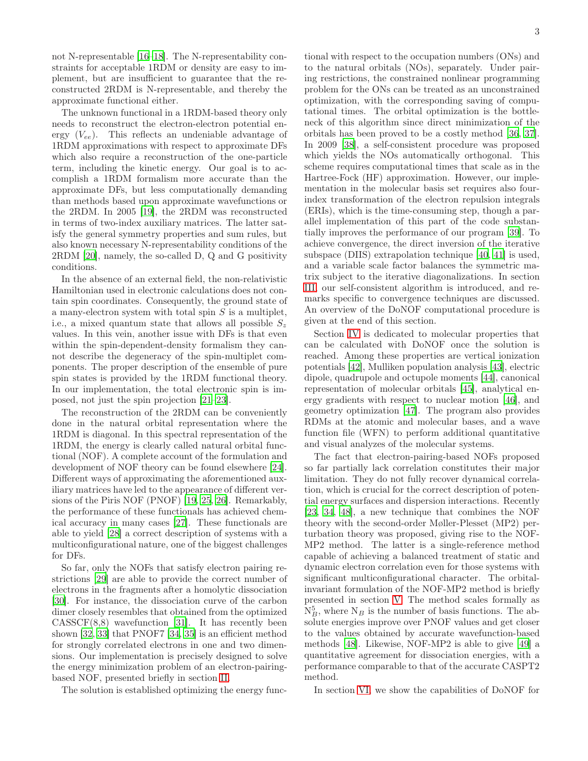not N-representable [16–18]. The N-representability constraints for acceptable 1RDM or density are easy to implement, but are insufficient to guarantee that the reconstructed 2RDM is N-representable, and thereby the approximate functional either.

The unknown functional in a 1RDM-based theory only needs to reconstruct the electron-electron potential energy ($V_{ee}$). This reflects an undeniable advantage of 1RDM approximations with respect to approximate DFs which also require a reconstruction of the one-particle term, including the kinetic energy. Our goal is to accomplish a 1RDM formalism more accurate than the approximate DFs, but less computationally demanding than methods based upon approximate wavefunctions or the 2RDM. In 2005 [19], the 2RDM was reconstructed in terms of two-index auxiliary matrices. The latter satisfy the general symmetry properties and sum rules, but also known necessary N-representability conditions of the 2RDM [20], namely, the so-called D, Q and G positivity conditions.

In the absence of an external field, the non-relativistic Hamiltonian used in electronic calculations does not contain spin coordinates. Consequently, the ground state of a many-electron system with total spin $S$ is a multiplet, i.e., a mixed quantum state that allows all possible $S_z$ values. In this vein, another issue with DFs is that even within the spin-dependent-density formalism they cannot describe the degeneracy of the spin-multiplet components. The proper description of the ensemble of pure spin states is provided by the 1RDM functional theory. In our implementation, the total electronic spin is imposed, not just the spin projection [21–23].

The reconstruction of the 2RDM can be conveniently done in the natural orbital representation where the 1RDM is diagonal. In this spectral representation of the 1RDM, the energy is clearly called natural orbital functional (NOF). A complete account of the formulation and development of NOF theory can be found elsewhere [24]. Different ways of approximating the aforementioned auxiliary matrices have led to the appearance of different versions of the Piris NOF (PNOF) [19, 25, 26]. Remarkably, the performance of these functionals has achieved chemical accuracy in many cases [27]. These functionals are able to yield [28] a correct description of systems with a multiconfigurational nature, one of the biggest challenges for DFs.

So far, only the NOFs that satisfy electron pairing restrictions [29] are able to provide the correct number of electrons in the fragments after a homolytic dissociation [30]. For instance, the dissociation curve of the carbon dimer closely resembles that obtained from the optimized CASSCF(8,8) wavefunction [31]. It has recently been shown [32, 33] that PNOF7 [34, 35] is an efficient method for strongly correlated electrons in one and two dimensions. Our implementation is precisely designed to solve the energy minimization problem of an electron-pairing-based NOF, presented briefly in section II.

The solution is established optimizing the energy functional with respect to the occupation numbers (ONs) and to the natural orbitals (NOs), separately. Under pairing restrictions, the constrained nonlinear programming problem for the ONs can be treated as an unconstrained optimization, with the corresponding saving of computational times. The orbital optimization is the bottleneck of this algorithm since direct minimization of the orbitals has been proved to be a costly method [36, 37]. In 2009 [38], a self-consistent procedure was proposed which yields the NOs automatically orthogonal. This scheme requires computational times that scale as in the Hartree-Fock (HF) approximation. However, our implementation in the molecular basis set requires also four-index transformation of the electron repulsion integrals (ERIs), which is the time-consuming step, though a parallel implementation of this part of the code substantially improves the performance of our program [39]. To achieve convergence, the direct inversion of the iterative subspace (DIIS) extrapolation technique [40, 41] is used, and a variable scale factor balances the symmetric matrix subject to the iterative diagonalizations. In section III, our self-consistent algorithm is introduced, and remarks specific to convergence techniques are discussed. An overview of the DoNOF computational procedure is given at the end of this section.

Section IV is dedicated to molecular properties that can be calculated with DoNOF once the solution is reached. Among these properties are vertical ionization potentials [42], Mulliken population analysis [43], electric dipole, quadrupole and octupole moments [44], canonical representation of molecular orbitals [45], analytical energy gradients with respect to nuclear motion [46], and geometry optimization [47]. The program also provides RDMs at the atomic and molecular bases, and a wave function file (WFN) to perform additional quantitative and visual analyzes of the molecular systems.

The fact that electron-pairing-based NOFs proposed so far partially lack correlation constitutes their major limitation. They do not fully recover dynamical correlation, which is crucial for the correct description of potential energy surfaces and dispersion interactions. Recently [23, 34, 48], a new technique that combines the NOF theory with the second-order Møller-Plesset (MP2) perturbation theory was proposed, giving rise to the NOF-MP2 method. The latter is a single-reference method capable of achieving a balanced treatment of static and dynamic electron correlation even for those systems with significant multiconfigurational character. The orbital-invariant formulation of the NOF-MP2 method is briefly presented in section V. The method scales formally as $N_B^5$, where $N_B$ is the number of basis functions. The absolute energies improve over PNOF values and get closer to the values obtained by accurate wavefunction-based methods [48]. Likewise, NOF-MP2 is able to give [49] a quantitative agreement for dissociation energies, with a performance comparable to that of the accurate CASPT2 method.

In section VI, we show the capabilities of DoNOF for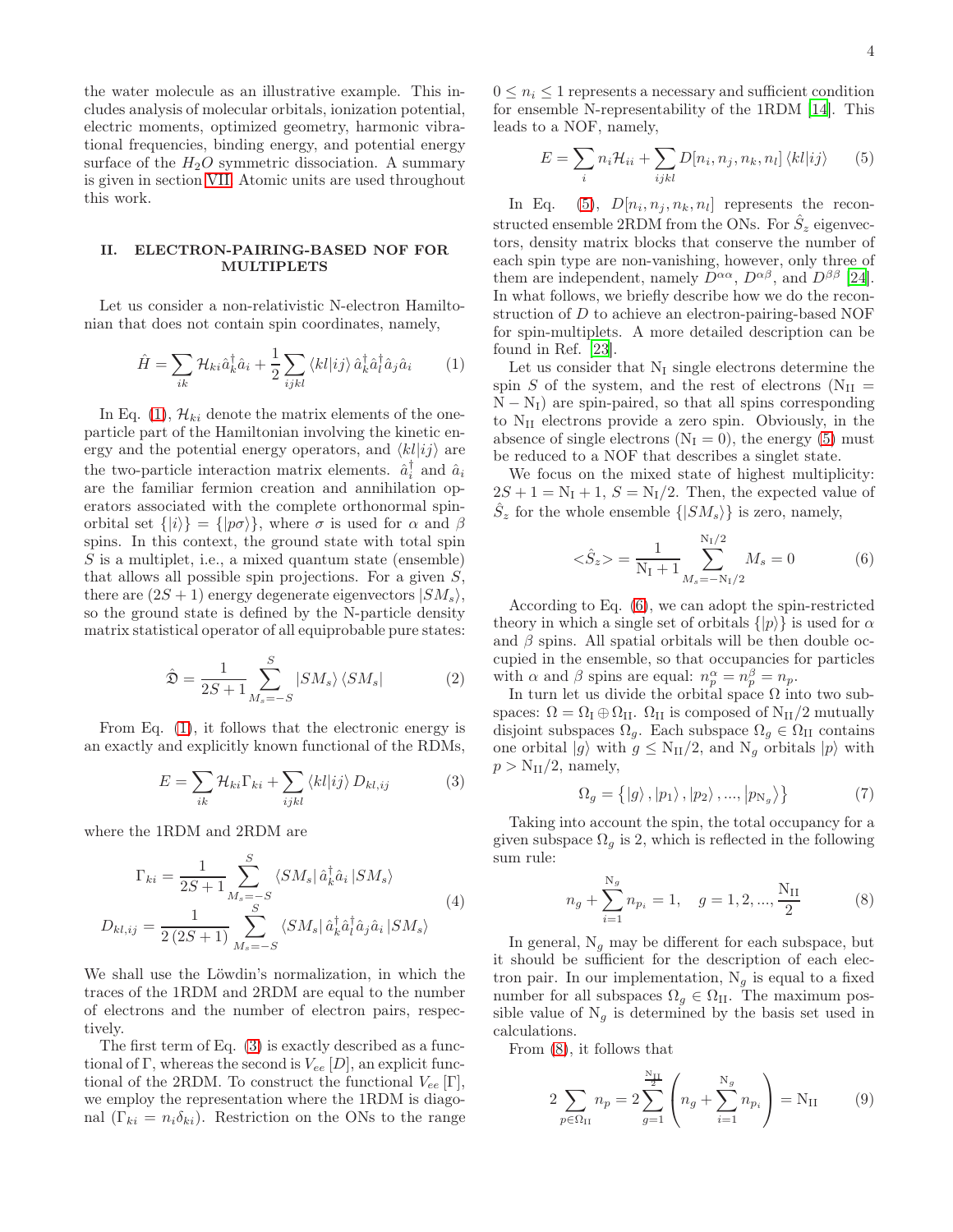the water molecule as an illustrative example. This includes analysis of molecular orbitals, ionization potential, electric moments, optimized geometry, harmonic vibrational frequencies, binding energy, and potential energy surface of the $H_2O$ symmetric dissociation. A summary is given in section VII. Atomic units are used throughout this work.

## II. ELECTRON-PAIRING-BASED NOF FOR MULTIPLETS

Let us consider a non-relativistic N-electron Hamiltonian that does not contain spin coordinates, namely,

$$\hat{H}=\sum_{ik}\mathcal{H}_{ki}\hat{a}_k^\dagger\hat{a}_i+\frac{1}{2}\sum_{ijkl}\langle kl|ij\rangle\,\hat{a}_k^\dagger\hat{a}_l^\dagger\hat{a}_j\hat{a}_i \tag{1}$$

In Eq. (1), $\mathcal{H}_{ki}$ denote the matrix elements of the one-particle part of the Hamiltonian involving the kinetic energy and the potential energy operators, and $\langle kl|ij\rangle$ are the two-particle interaction matrix elements. $\hat{a}_i^\dagger$ and $\hat{a}_i$ are the familiar fermion creation and annihilation operators associated with the complete orthonormal spin-orbital set $\{|i\rangle\}=\{|p\sigma\rangle\}$, where $\sigma$ is used for $\alpha$ and $\beta$ spins. In this context, the ground state with total spin $S$ is a multiplet, i.e., a mixed quantum state (ensemble) that allows all possible spin projections. For a given $S$, there are $(2S+1)$ energy degenerate eigenvectors $|SM_s\rangle$, so the ground state is defined by the N-particle density matrix statistical operator of all equiprobable pure states:

$$\hat{\mathfrak{D}}=\frac{1}{2S+1}\sum_{M_s=-S}^{S}|SM_s\rangle\langle SM_s| \tag{2}$$

From Eq. (1), it follows that the electronic energy is an exactly and explicitly known functional of the RDMs,

$$E=\sum_{ik}\mathcal{H}_{ki}\Gamma_{ki}+\sum_{ijkl}\langle kl|ij\rangle\,D_{kl,ij} \tag{3}$$

where the 1RDM and 2RDM are

$$\begin{aligned}\Gamma_{ki}&=\frac{1}{2S+1}\sum_{M_s=-S}^{S}\langle SM_s|\,\hat{a}_k^\dagger\hat{a}_i\,|SM_s\rangle\\ D_{kl,ij}&=\frac{1}{2\,(2S+1)}\sum_{M_s=-S}^{S}\langle SM_s|\,\hat{a}_k^\dagger\hat{a}_l^\dagger\hat{a}_j\hat{a}_i\,|SM_s\rangle\end{aligned} \tag{4}$$

We shall use the Löwdin's normalization, in which the traces of the 1RDM and 2RDM are equal to the number of electrons and the number of electron pairs, respectively.

The first term of Eq. (3) is exactly described as a functional of $\Gamma$, whereas the second is $V_{ee}[D]$, an explicit functional of the 2RDM. To construct the functional $V_{ee}[\Gamma]$, we employ the representation where the 1RDM is diagonal ($\Gamma_{ki}=n_i\delta_{ki}$). Restriction on the ONs to the range $0\leq n_i\leq 1$ represents a necessary and sufficient condition for ensemble N-representability of the 1RDM [14]. This leads to a NOF, namely,

$$E=\sum_i n_i\mathcal{H}_{ii}+\sum_{ijkl}D[n_i,n_j,n_k,n_l]\,\langle kl|ij\rangle \tag{5}$$

In Eq. (5), $D[n_i,n_j,n_k,n_l]$ represents the reconstructed ensemble 2RDM from the ONs. For $\hat{S}_z$ eigenvectors, density matrix blocks that conserve the number of each spin type are non-vanishing, however, only three of them are independent, namely $D^{\alpha\alpha}$, $D^{\alpha\beta}$, and $D^{\beta\beta}$ [24]. In what follows, we briefly describe how we do the reconstruction of $D$ to achieve an electron-pairing-based NOF for spin-multiplets. A more detailed description can be found in Ref. [23].

Let us consider that $\mathrm{N_I}$ single electrons determine the spin $S$ of the system, and the rest of electrons ($\mathrm{N_{II}}=\mathrm{N}-\mathrm{N_I}$) are spin-paired, so that all spins corresponding to $\mathrm{N_{II}}$ electrons provide a zero spin. Obviously, in the absence of single electrons ($\mathrm{N_I}=0$), the energy (5) must be reduced to a NOF that describes a singlet state.

We focus on the mixed state of highest multiplicity: $2S+1=\mathrm{N_I}+1$, $S=\mathrm{N_I}/2$. Then, the expected value of $\hat{S}_z$ for the whole ensemble $\{|SM_s\rangle\}$ is zero, namely,

$$<\hat{S}_z>=\frac{1}{\mathrm{N_I}+1}\sum_{M_s=-\mathrm{N_I}/2}^{\mathrm{N_I}/2}M_s=0 \tag{6}$$

According to Eq. (6), we can adopt the spin-restricted theory in which a single set of orbitals $\{|p\rangle\}$ is used for $\alpha$ and $\beta$ spins. All spatial orbitals will be then double occupied in the ensemble, so that occupancies for particles with $\alpha$ and $\beta$ spins are equal: $n_p^\alpha=n_p^\beta=n_p$.

In turn let us divide the orbital space $\Omega$ into two subspaces: $\Omega=\Omega_{\mathrm{I}}\oplus\Omega_{\mathrm{II}}$. $\Omega_{\mathrm{II}}$ is composed of $\mathrm{N_{II}}/2$ mutually disjoint subspaces $\Omega_g$. Each subspace $\Omega_g\in\Omega_{\mathrm{II}}$ contains one orbital $|g\rangle$ with $g\leq\mathrm{N_{II}}/2$, and $\mathrm{N}_g$ orbitals $|p\rangle$ with $p>\mathrm{N_{II}}/2$, namely,

$$\Omega_g=\left\{|g\rangle,|p_1\rangle,|p_2\rangle,...,|p_{\mathrm{N}_g}\rangle\right\} \tag{7}$$

Taking into account the spin, the total occupancy for a given subspace $\Omega_g$ is 2, which is reflected in the following sum rule:

$$n_g+\sum_{i=1}^{\mathrm{N}_g}n_{p_i}=1,\quad g=1,2,...,\frac{\mathrm{N_{II}}}{2} \tag{8}$$

In general, $\mathrm{N}_g$ may be different for each subspace, but it should be sufficient for the description of each electron pair. In our implementation, $\mathrm{N}_g$ is equal to a fixed number for all subspaces $\Omega_g\in\Omega_{\mathrm{II}}$. The maximum possible value of $\mathrm{N}_g$ is determined by the basis set used in calculations.

From (8), it follows that

$$2\sum_{p\in\Omega_{\mathrm{II}}}n_p=2\sum_{g=1}^{\frac{\mathrm{N_{II}}}{2}}\left(n_g+\sum_{i=1}^{\mathrm{N}_g}n_{p_i}\right)=\mathrm{N_{II}} \tag{9}$$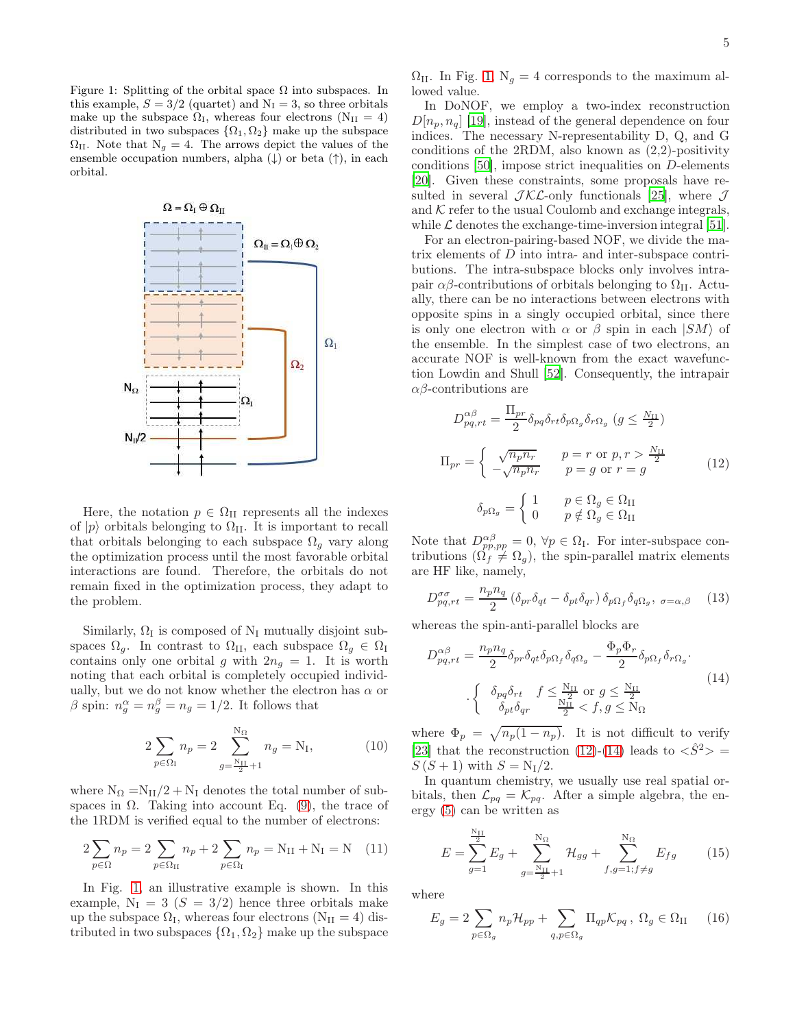Figure 1: Splitting of the orbital space $\Omega$ into subspaces. In this example, $S = 3/2$ (quartet) and $N_I = 3$, so three orbitals make up the subspace $\Omega_I$, whereas four electrons ($N_{II} = 4$) distributed in two subspaces $\{\Omega_1, \Omega_2\}$ make up the subspace $\Omega_{II}$. Note that $N_g = 4$. The arrows depict the values of the ensemble occupation numbers, alpha (↓) or beta (↑), in each orbital.

Here, the notation $p \in \Omega_{II}$ represents all the indexes of $|p\rangle$ orbitals belonging to $\Omega_{II}$. It is important to recall that orbitals belonging to each subspace $\Omega_g$ vary along the optimization process until the most favorable orbital interactions are found. Therefore, the orbitals do not remain fixed in the optimization process, they adapt to the problem.

Similarly, $\Omega_I$ is composed of $N_I$ mutually disjoint subspaces $\Omega_g$. In contrast to $\Omega_{II}$, each subspace $\Omega_g \in \Omega_I$ contains only one orbital $g$ with $2n_g = 1$. It is worth noting that each orbital is completely occupied individually, but we do not know whether the electron has $\alpha$ or $\beta$ spin: $n_g^\alpha = n_g^\beta = n_g = 1/2$. It follows that

$$2 \sum_{p \in \Omega_I} n_p = 2 \sum_{g=\frac{N_{II}}{2}+1}^{N_\Omega} n_g = N_I, \tag{10}$$

where $N_\Omega = N_{II}/2 + N_I$ denotes the total number of subspaces in $\Omega$. Taking into account Eq. (9), the trace of the 1RDM is verified equal to the number of electrons:

$$2 \sum_{p \in \Omega} n_p = 2 \sum_{p \in \Omega_{II}} n_p + 2 \sum_{p \in \Omega_I} n_p = N_{II} + N_I = N \tag{11}$$

In Fig. 1, an illustrative example is shown. In this example, $N_I = 3$ ($S = 3/2$) hence three orbitals make up the subspace $\Omega_I$, whereas four electrons ($N_{II} = 4$) distributed in two subspaces $\{\Omega_1, \Omega_2\}$ make up the subspace $\Omega_{II}$. In Fig. 1, $N_g = 4$ corresponds to the maximum allowed value.

In DoNOF, we employ a two-index reconstruction $D[n_p, n_q]$ [19], instead of the general dependence on four indices. The necessary N-representability D, Q, and G conditions of the 2RDM, also known as (2,2)-positivity conditions [50], impose strict inequalities on $D$-elements [20]. Given these constraints, some proposals have resulted in several $\mathcal{JKL}$-only functionals [25], where $\mathcal{J}$ and $\mathcal{K}$ refer to the usual Coulomb and exchange integrals, while $\mathcal{L}$ denotes the exchange-time-inversion integral [51].

For an electron-pairing-based NOF, we divide the matrix elements of $D$ into intra- and inter-subspace contributions. The intra-subspace blocks only involves intra-pair $\alpha\beta$-contributions of orbitals belonging to $\Omega_{II}$. Actually, there can be no interactions between electrons with opposite spins in a singly occupied orbital, since there is only one electron with $\alpha$ or $\beta$ spin in each $|SM\rangle$ of the ensemble. In the simplest case of two electrons, an accurate NOF is well-known from the exact wavefunction Lowdin and Shull [52]. Consequently, the intrapair $\alpha\beta$-contributions are

$$D_{pq,rt}^{\alpha\beta} = \frac{\Pi_{pr}}{2} \delta_{pq} \delta_{rt} \delta_{p\Omega_g} \delta_{r\Omega_g} \; (g \leq \tfrac{N_{II}}{2})$$

$$\Pi_{pr} = \begin{cases} \sqrt{n_p n_r} & p = r \text{ or } p, r > \frac{N_{II}}{2} \\ -\sqrt{n_p n_r} & p = g \text{ or } r = g \end{cases} \tag{12}$$

$$\delta_{p\Omega_g} = \begin{cases} 1 & p \in \Omega_g \in \Omega_{II} \\ 0 & p \notin \Omega_g \in \Omega_{II} \end{cases}$$

Note that $D_{pp,pp}^{\alpha\beta} = 0, \; \forall p \in \Omega_I$. For inter-subspace contributions ($\Omega_f \neq \Omega_g$), the spin-parallel matrix elements are HF like, namely,

$$D_{pq,rt}^{\sigma\sigma} = \frac{n_p n_q}{2} \left( \delta_{pr} \delta_{qt} - \delta_{pt} \delta_{qr} \right) \delta_{p\Omega_f} \delta_{q\Omega_g}, \; {\scriptstyle \sigma = \alpha, \beta} \tag{13}$$

whereas the spin-anti-parallel blocks are

$$D_{pq,rt}^{\alpha\beta} = \frac{n_p n_q}{2} \delta_{pr} \delta_{qt} \delta_{p\Omega_f} \delta_{q\Omega_g} - \frac{\Phi_p \Phi_r}{2} \delta_{p\Omega_f} \delta_{r\Omega_g} \cdot \left\{ \begin{array}{ll} \delta_{pq} \delta_{rt} & f \leq \frac{N_{II}}{2} \text{ or } g \leq \frac{N_{II}}{2} \\ \delta_{pt} \delta_{qr} & \frac{N_{II}}{2} < f, g \leq N_\Omega \end{array} \right. \tag{14}$$

where $\Phi_p = \sqrt{n_p (1 - n_p)}$. It is not difficult to verify [23] that the reconstruction (12)-(14) leads to $< \hat{S}^2 > = S(S+1)$ with $S = N_I/2$.

In quantum chemistry, we usually use real spatial orbitals, then $\mathcal{L}_{pq} = \mathcal{K}_{pq}$. After a simple algebra, the energy (5) can be written as

$$E = \sum_{g=1}^{\frac{N_{II}}{2}} E_g + \sum_{g=\frac{N_{II}}{2}+1}^{N_\Omega} \mathcal{H}_{gg} + \sum_{f,g=1; f \neq g}^{N_\Omega} E_{fg} \tag{15}$$

where

$$E_g = 2 \sum_{p \in \Omega_g} n_p \mathcal{H}_{pp} + \sum_{q,p \in \Omega_g} \Pi_{qp} \mathcal{K}_{pq} \; , \; \Omega_g \in \Omega_{II} \tag{16}$$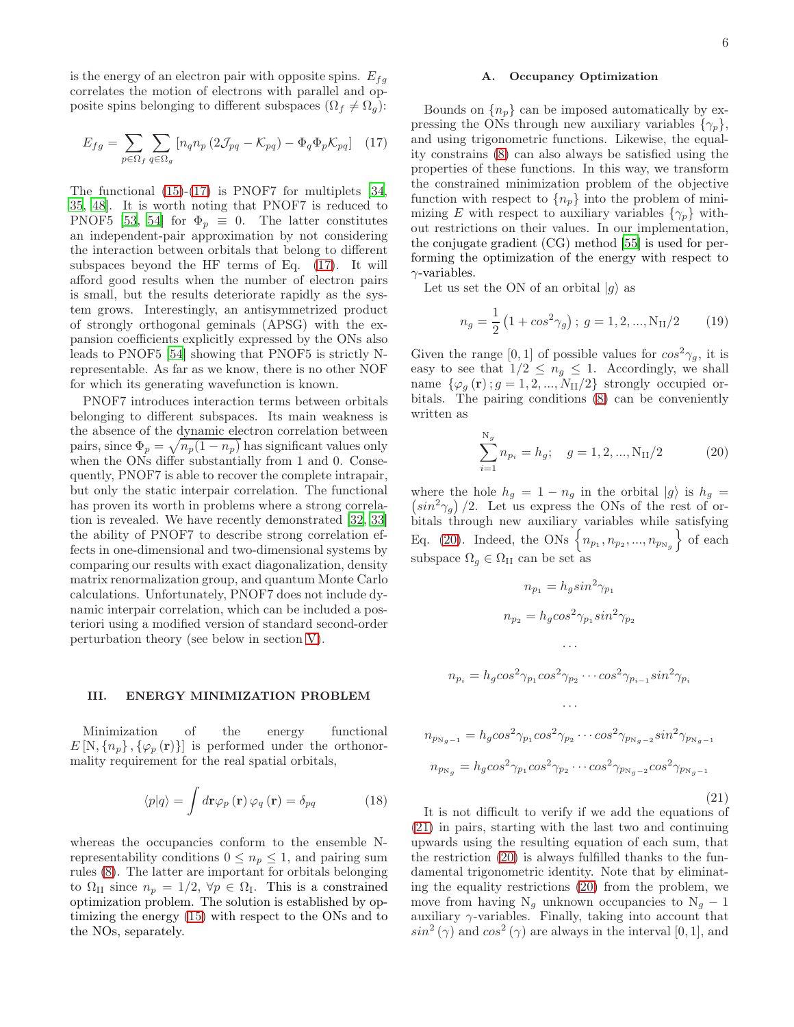is the energy of an electron pair with opposite spins. $E_{fg}$ correlates the motion of electrons with parallel and opposite spins belonging to different subspaces ($\Omega_f \neq \Omega_g$):

$$E_{fg} = \sum_{p\in\Omega_f} \sum_{q\in\Omega_g} \left[ n_q n_p \left( 2\mathcal{J}_{pq} - \mathcal{K}_{pq} \right) - \Phi_q \Phi_p \mathcal{K}_{pq} \right] \quad (17)$$

The functional (15)-(17) is PNOF7 for multiplets [34, 35, 48]. It is worth noting that PNOF7 is reduced to PNOF5 [53, 54] for $\Phi_p \equiv 0$. The latter constitutes an independent-pair approximation by not considering the interaction between orbitals that belong to different subspaces beyond the HF terms of Eq. (17). It will afford good results when the number of electron pairs is small, but the results deteriorate rapidly as the system grows. Interestingly, an antisymmetrized product of strongly orthogonal geminals (APSG) with the expansion coefficients explicitly expressed by the ONs also leads to PNOF5 [54] showing that PNOF5 is strictly N-representable. As far as we know, there is no other NOF for which its generating wavefunction is known.

PNOF7 introduces interaction terms between orbitals belonging to different subspaces. Its main weakness is the absence of the dynamic electron correlation between pairs, since $\Phi_p = \sqrt{n_p(1-n_p)}$ has significant values only when the ONs differ substantially from 1 and 0. Consequently, PNOF7 is able to recover the complete intrapair, but only the static interpair correlation. The functional has proven its worth in problems where a strong correlation is revealed. We have recently demonstrated [32, 33] the ability of PNOF7 to describe strong correlation effects in one-dimensional and two-dimensional systems by comparing our results with exact diagonalization, density matrix renormalization group, and quantum Monte Carlo calculations. Unfortunately, PNOF7 does not include dynamic interpair correlation, which can be included a posteriori using a modified version of standard second-order perturbation theory (see below in section V).

## III. ENERGY MINIMIZATION PROBLEM

Minimization of the energy functional $E\left[\mathrm{N}, \{n_p\}, \{\varphi_p(\mathbf{r})\}\right]$ is performed under the orthonormality requirement for the real spatial orbitals,

$$\langle p|q\rangle = \int d\mathbf{r} \varphi_p(\mathbf{r}) \varphi_q(\mathbf{r}) = \delta_{pq} \quad (18)$$

whereas the occupancies conform to the ensemble N-representability conditions $0 \leq n_p \leq 1$, and pairing sum rules (8). The latter are important for orbitals belonging to $\Omega_{\mathrm{II}}$ since $n_p = 1/2$, $\forall p \in \Omega_{\mathrm{I}}$. This is a constrained optimization problem. The solution is established by optimizing the energy (15) with respect to the ONs and to the NOs, separately.

### A. Occupancy Optimization

Bounds on $\{n_p\}$ can be imposed automatically by expressing the ONs through new auxiliary variables $\{\gamma_p\}$, and using trigonometric functions. Likewise, the equality constrains (8) can also always be satisfied using the properties of these functions. In this way, we transform the constrained minimization problem of the objective function with respect to $\{n_p\}$ into the problem of minimizing $E$ with respect to auxiliary variables $\{\gamma_p\}$ without restrictions on their values. In our implementation, the conjugate gradient (CG) method [55] is used for performing the optimization of the energy with respect to $\gamma$-variables.

Let us set the ON of an orbital $|g\rangle$ as

$$n_g = \frac{1}{2}\left(1 + cos^2\gamma_g\right); \; g = 1, 2, ..., \mathrm{N_{II}}/2 \quad (19)$$

Given the range $[0, 1]$ of possible values for $cos^2\gamma_g$, it is easy to see that $1/2 \leq n_g \leq 1$. Accordingly, we shall name $\{\varphi_g(\mathbf{r}); g = 1, 2, ..., \mathrm{N_{II}}/2\}$ strongly occupied orbitals. The pairing conditions (8) can be conveniently written as

$$\sum_{i=1}^{\mathrm{N}_g} n_{p_i} = h_g; \quad g = 1, 2, ..., \mathrm{N_{II}}/2 \quad (20)$$

where the hole $h_g = 1 - n_g$ in the orbital $|g\rangle$ is $h_g = \left(sin^2\gamma_g\right)/2$. Let us express the ONs of the rest of orbitals through new auxiliary variables while satisfying Eq. (20). Indeed, the ONs $\left\{n_{p_1}, n_{p_2}, ..., n_{p_{\mathrm{N}_g}}\right\}$ of each subspace $\Omega_g \in \Omega_{\mathrm{II}}$ can be set as

$$\begin{gathered}
n_{p_1} = h_g sin^2\gamma_{p_1} \\
n_{p_2} = h_g cos^2\gamma_{p_1} sin^2\gamma_{p_2} \\
\cdots \\
n_{p_i} = h_g cos^2\gamma_{p_1} cos^2\gamma_{p_2} \cdots cos^2\gamma_{p_{i-1}} sin^2\gamma_{p_i} \\
\cdots \\
n_{p_{\mathrm{N}_g-1}} = h_g cos^2\gamma_{p_1} cos^2\gamma_{p_2} \cdots cos^2\gamma_{p_{\mathrm{N}_g-2}} sin^2\gamma_{p_{\mathrm{N}_g-1}} \\
n_{p_{\mathrm{N}_g}} = h_g cos^2\gamma_{p_1} cos^2\gamma_{p_2} \cdots cos^2\gamma_{p_{\mathrm{N}_g-2}} cos^2\gamma_{p_{\mathrm{N}_g-1}}
\end{gathered} \quad (21)$$

It is not difficult to verify if we add the equations of (21) in pairs, starting with the last two and continuing upwards using the resulting equation of each sum, that the restriction (20) is always fulfilled thanks to the fundamental trigonometric identity. Note that by eliminating the equality restrictions (20) from the problem, we move from having $\mathrm{N}_g$ unknown occupancies to $\mathrm{N}_g - 1$ auxiliary $\gamma$-variables. Finally, taking into account that $sin^2(\gamma)$ and $cos^2(\gamma)$ are always in the interval $[0, 1]$, and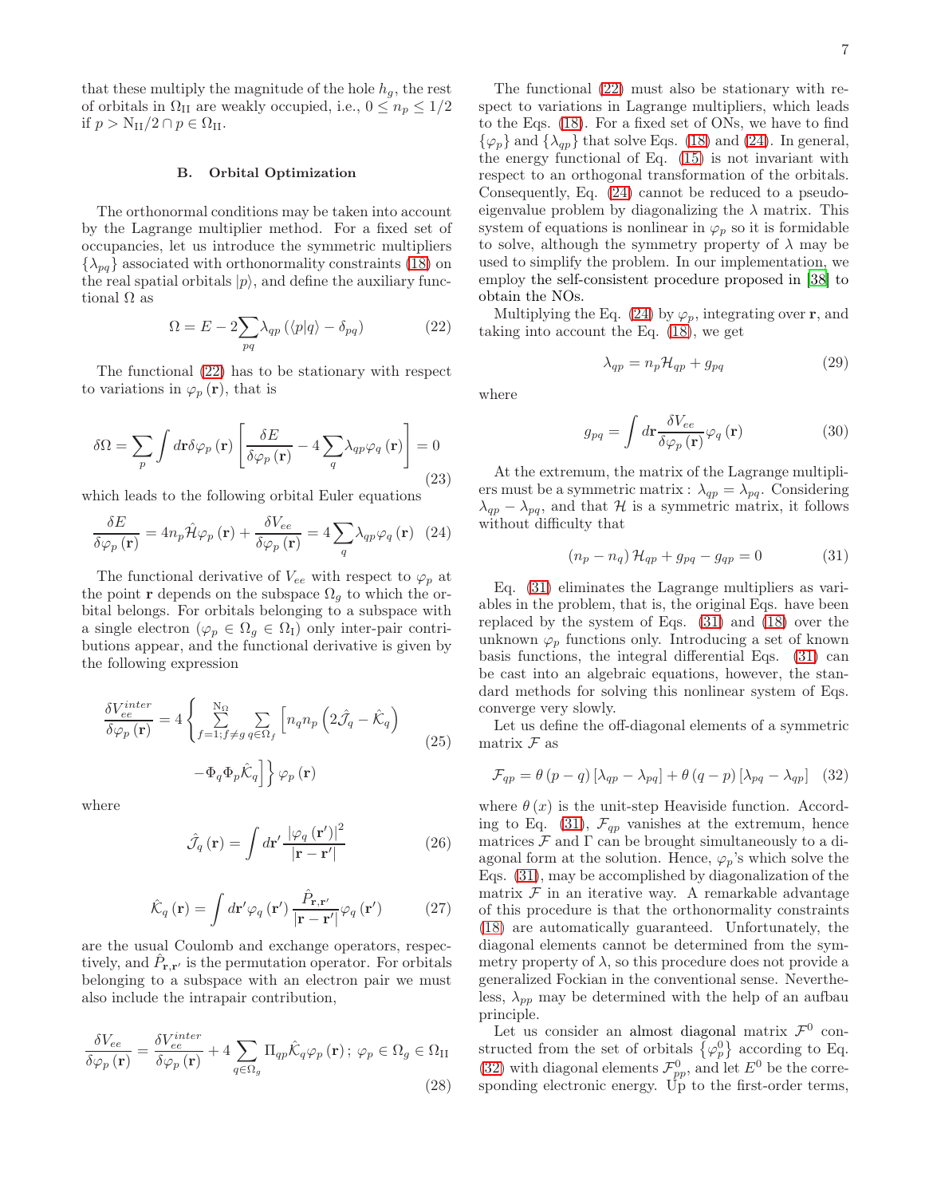that these multiply the magnitude of the hole $h_g$, the rest of orbitals in $\Omega_{\rm II}$ are weakly occupied, i.e., $0 \leq n_p \leq 1/2$ if $p > {\rm N_{II}}/2 \cap p \in \Omega_{\rm II}$.

### B. Orbital Optimization

The orthonormal conditions may be taken into account by the Lagrange multiplier method. For a fixed set of occupancies, let us introduce the symmetric multipliers $\{\lambda_{pq}\}$ associated with orthonormality constraints (18) on the real spatial orbitals $|p\rangle$, and define the auxiliary functional $\Omega$ as

$$\Omega = E - 2\sum_{pq} \lambda_{qp} \left( \langle p|q \rangle - \delta_{pq} \right) \tag{22}$$

The functional (22) has to be stationary with respect to variations in $\varphi_p(\mathbf{r})$, that is

$$\delta\Omega = \sum_p \int d\mathbf{r} \delta\varphi_p(\mathbf{r}) \left[ \frac{\delta E}{\delta\varphi_p(\mathbf{r})} - 4\sum_q \lambda_{qp}\varphi_q(\mathbf{r}) \right] = 0 \tag{23}$$

which leads to the following orbital Euler equations

$$\frac{\delta E}{\delta\varphi_p(\mathbf{r})} = 4n_p \hat{\mathcal{H}}\varphi_p(\mathbf{r}) + \frac{\delta V_{ee}}{\delta\varphi_p(\mathbf{r})} = 4\sum_q \lambda_{qp}\varphi_q(\mathbf{r}) \tag{24}$$

The functional derivative of $V_{ee}$ with respect to $\varphi_p$ at the point $\mathbf{r}$ depends on the subspace $\Omega_g$ to which the orbital belongs. For orbitals belonging to a subspace with a single electron ($\varphi_p \in \Omega_g \in \Omega_{\rm I}$) only inter-pair contributions appear, and the functional derivative is given by the following expression

$$\frac{\delta V_{ee}^{inter}}{\delta\varphi_p(\mathbf{r})} = 4\left\{ \sum_{f=1;f\neq g}^{\rm N_\Omega} \sum_{q\in\Omega_f} \left[ n_q n_p \left( 2\hat{\mathcal{J}}_q - \hat{\mathcal{K}}_q \right) - \Phi_q\Phi_p\hat{\mathcal{K}}_q \right] \right\} \varphi_p(\mathbf{r}) \tag{25}$$

where

$$\hat{\mathcal{J}}_q(\mathbf{r}) = \int d\mathbf{r}' \frac{|\varphi_q(\mathbf{r}')|^2}{|\mathbf{r}-\mathbf{r}'|} \tag{26}$$

$$\hat{\mathcal{K}}_q(\mathbf{r}) = \int d\mathbf{r}' \varphi_q(\mathbf{r}') \frac{\hat{P}_{\mathbf{r},\mathbf{r}'}}{|\mathbf{r}-\mathbf{r}'|} \varphi_q(\mathbf{r}') \tag{27}$$

are the usual Coulomb and exchange operators, respectively, and $\hat{P}_{\mathbf{r},\mathbf{r}'}$ is the permutation operator. For orbitals belonging to a subspace with an electron pair we must also include the intrapair contribution,

$$\frac{\delta V_{ee}}{\delta\varphi_p(\mathbf{r})} = \frac{\delta V_{ee}^{inter}}{\delta\varphi_p(\mathbf{r})} + 4\sum_{q\in\Omega_g} \Pi_{qp}\hat{\mathcal{K}}_q\varphi_p(\mathbf{r})\,;\ \varphi_p \in \Omega_g \in \Omega_{\rm II} \tag{28}$$

The functional (22) must also be stationary with respect to variations in Lagrange multipliers, which leads to the Eqs. (18). For a fixed set of ONs, we have to find $\{\varphi_p\}$ and $\{\lambda_{qp}\}$ that solve Eqs. (18) and (24). In general, the energy functional of Eq. (15) is not invariant with respect to an orthogonal transformation of the orbitals. Consequently, Eq. (24) cannot be reduced to a pseudo-eigenvalue problem by diagonalizing the $\lambda$ matrix. This system of equations is nonlinear in $\varphi_p$ so it is formidable to solve, although the symmetry property of $\lambda$ may be used to simplify the problem. In our implementation, we employ the self-consistent procedure proposed in [38] to obtain the NOs.

Multiplying the Eq. (24) by $\varphi_p$, integrating over $\mathbf{r}$, and taking into account the Eq. (18), we get

$$\lambda_{qp} = n_p \mathcal{H}_{qp} + g_{pq} \tag{29}$$

where

$$g_{pq} = \int d\mathbf{r} \frac{\delta V_{ee}}{\delta\varphi_p(\mathbf{r})} \varphi_q(\mathbf{r}) \tag{30}$$

At the extremum, the matrix of the Lagrange multipliers must be a symmetric matrix : $\lambda_{qp} = \lambda_{pq}$. Considering $\lambda_{qp} - \lambda_{pq}$, and that $\mathcal{H}$ is a symmetric matrix, it follows without difficulty that

$$(n_p - n_q)\mathcal{H}_{qp} + g_{pq} - g_{qp} = 0 \tag{31}$$

Eq. (31) eliminates the Lagrange multipliers as variables in the problem, that is, the original Eqs. have been replaced by the system of Eqs. (31) and (18) over the unknown $\varphi_p$ functions only. Introducing a set of known basis functions, the integral differential Eqs. (31) can be cast into an algebraic equations, however, the standard methods for solving this nonlinear system of Eqs. converge very slowly.

Let us define the off-diagonal elements of a symmetric matrix $\mathcal{F}$ as

$$\mathcal{F}_{qp} = \theta(p-q)\left[\lambda_{qp} - \lambda_{pq}\right] + \theta(q-p)\left[\lambda_{pq} - \lambda_{qp}\right] \tag{32}$$

where $\theta(x)$ is the unit-step Heaviside function. According to Eq. (31), $\mathcal{F}_{qp}$ vanishes at the extremum, hence matrices $\mathcal{F}$ and $\Gamma$ can be brought simultaneously to a diagonal form at the solution. Hence, $\varphi_p$'s which solve the Eqs. (31), may be accomplished by diagonalization of the matrix $\mathcal{F}$ in an iterative way. A remarkable advantage of this procedure is that the orthonormality constraints (18) are automatically guaranteed. Unfortunately, the diagonal elements cannot be determined from the symmetry property of $\lambda$, so this procedure does not provide a generalized Fockian in the conventional sense. Nevertheless, $\lambda_{pp}$ may be determined with the help of an aufbau principle.

Let us consider an almost diagonal matrix $\mathcal{F}^0$ constructed from the set of orbitals $\{\varphi_p^0\}$ according to Eq. (32) with diagonal elements $\mathcal{F}_{pp}^0$, and let $E^0$ be the corresponding electronic energy. Up to the first-order terms,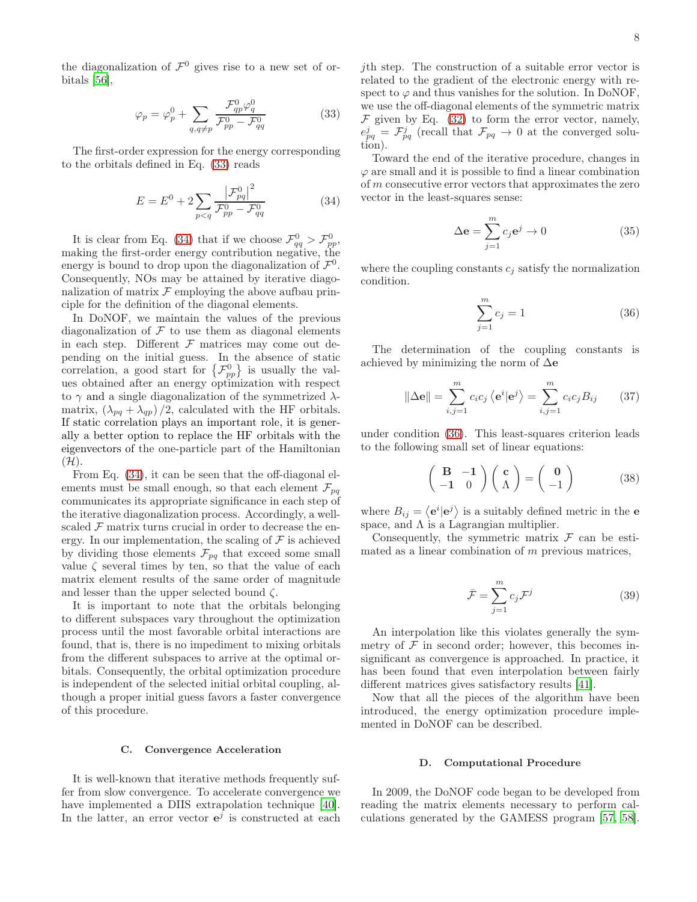the diagonalization of $\mathcal{F}^0$ gives rise to a new set of orbitals [56],

$$\varphi_p = \varphi_p^0 + \sum_{q,q\neq p} \frac{\mathcal{F}_{qp}^0 \varphi_q^0}{\mathcal{F}_{pp}^0 - \mathcal{F}_{qq}^0} \tag{33}$$

The first-order expression for the energy corresponding to the orbitals defined in Eq. (33) reads

$$E = E^0 + 2\sum_{p<q} \frac{\left|\mathcal{F}_{pq}^0\right|^2}{\mathcal{F}_{pp}^0 - \mathcal{F}_{qq}^0} \tag{34}$$

It is clear from Eq. (34) that if we choose $\mathcal{F}_{qq}^0 > \mathcal{F}_{pp}^0$, making the first-order energy contribution negative, the energy is bound to drop upon the diagonalization of $\mathcal{F}^0$. Consequently, NOs may be attained by iterative diagonalization of matrix $\mathcal{F}$ employing the above aufbau principle for the definition of the diagonal elements.

In DoNOF, we maintain the values of the previous diagonalization of $\mathcal{F}$ to use them as diagonal elements in each step. Different $\mathcal{F}$ matrices may come out depending on the initial guess. In the absence of static correlation, a good start for $\left\{\mathcal{F}_{pp}^0\right\}$ is usually the values obtained after an energy optimization with respect to $\gamma$ and a single diagonalization of the symmetrized $\lambda$-matrix, $(\lambda_{pq} + \lambda_{qp})/2$, calculated with the HF orbitals. If static correlation plays an important role, it is generally a better option to replace the HF orbitals with the eigenvectors of the one-particle part of the Hamiltonian ($\mathcal{H}$).

From Eq. (34), it can be seen that the off-diagonal elements must be small enough, so that each element $\mathcal{F}_{pq}$ communicates its appropriate significance in each step of the iterative diagonalization process. Accordingly, a well-scaled $\mathcal{F}$ matrix turns crucial in order to decrease the energy. In our implementation, the scaling of $\mathcal{F}$ is achieved by dividing those elements $\mathcal{F}_{pq}$ that exceed some small value $\zeta$ several times by ten, so that the value of each matrix element results of the same order of magnitude and lesser than the upper selected bound $\zeta$.

It is important to note that the orbitals belonging to different subspaces vary throughout the optimization process until the most favorable orbital interactions are found, that is, there is no impediment to mixing orbitals from the different subspaces to arrive at the optimal orbitals. Consequently, the orbital optimization procedure is independent of the selected initial orbital coupling, although a proper initial guess favors a faster convergence of this procedure.

### C. Convergence Acceleration

It is well-known that iterative methods frequently suffer from slow convergence. To accelerate convergence we have implemented a DIIS extrapolation technique [40]. In the latter, an error vector $\mathbf{e}^j$ is constructed at each $j$th step. The construction of a suitable error vector is related to the gradient of the electronic energy with respect to $\varphi$ and thus vanishes for the solution. In DoNOF, we use the off-diagonal elements of the symmetric matrix $\mathcal{F}$ given by Eq. (32) to form the error vector, namely, $e_{pq}^j = \mathcal{F}_{pq}^j$ (recall that $\mathcal{F}_{pq} \to 0$ at the converged solution).

Toward the end of the iterative procedure, changes in $\varphi$ are small and it is possible to find a linear combination of $m$ consecutive error vectors that approximates the zero vector in the least-squares sense:

$$\Delta\mathbf{e} = \sum_{j=1}^{m} c_j \mathbf{e}^j \to 0 \tag{35}$$

where the coupling constants $c_j$ satisfy the normalization condition.

$$\sum_{j=1}^{m} c_j = 1 \tag{36}$$

The determination of the coupling constants is achieved by minimizing the norm of $\Delta\mathbf{e}$

$$\|\Delta\mathbf{e}\| = \sum_{i,j=1}^{m} c_i c_j \left\langle \mathbf{e}^i | \mathbf{e}^j \right\rangle = \sum_{i,j=1}^{m} c_i c_j B_{ij} \tag{37}$$

under condition (36). This least-squares criterion leads to the following small set of linear equations:

$$\begin{pmatrix} \mathbf{B} & \mathbf{-1} \\ \mathbf{-1} & 0 \end{pmatrix} \begin{pmatrix} \mathbf{c} \\ \Lambda \end{pmatrix} = \begin{pmatrix} \mathbf{0} \\ -1 \end{pmatrix} \tag{38}$$

where $B_{ij} = \left\langle \mathbf{e}^i | \mathbf{e}^j \right\rangle$ is a suitably defined metric in the $\mathbf{e}$ space, and $\Lambda$ is a Lagrangian multiplier.

Consequently, the symmetric matrix $\mathcal{F}$ can be estimated as a linear combination of $m$ previous matrices,

$$\bar{\mathcal{F}} = \sum_{j=1}^{m} c_j \mathcal{F}^j \tag{39}$$

An interpolation like this violates generally the symmetry of $\mathcal{F}$ in second order; however, this becomes insignificant as convergence is approached. In practice, it has been found that even interpolation between fairly different matrices gives satisfactory results [41].

Now that all the pieces of the algorithm have been introduced, the energy optimization procedure implemented in DoNOF can be described.

### D. Computational Procedure

In 2009, the DoNOF code began to be developed from reading the matrix elements necessary to perform calculations generated by the GAMESS program [57, 58].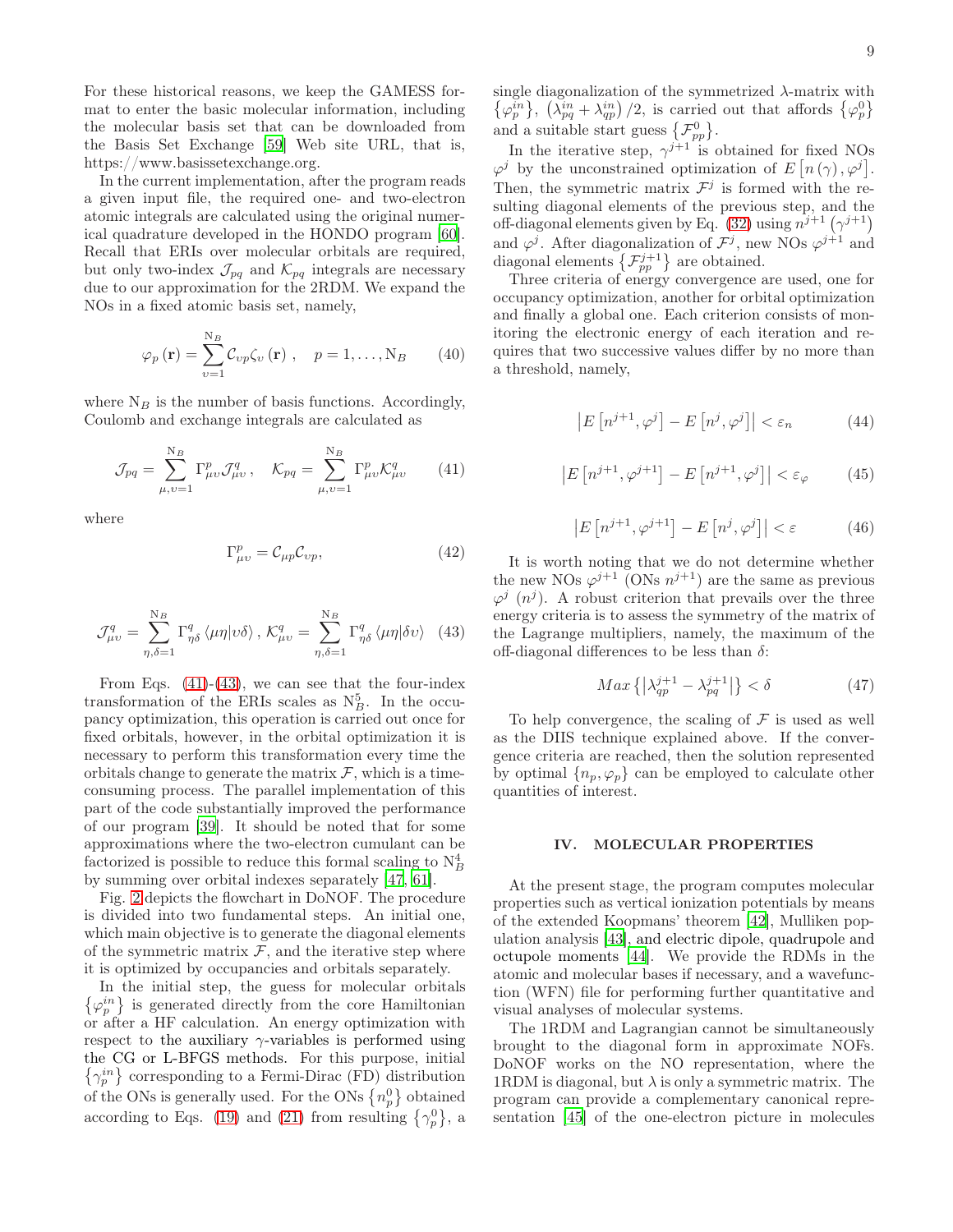For these historical reasons, we keep the GAMESS format to enter the basic molecular information, including the molecular basis set that can be downloaded from the Basis Set Exchange [59] Web site URL, that is, https://www.basissetexchange.org.

In the current implementation, after the program reads a given input file, the required one- and two-electron atomic integrals are calculated using the original numerical quadrature developed in the HONDO program [60]. Recall that ERIs over molecular orbitals are required, but only two-index $\mathcal{J}_{pq}$ and $\mathcal{K}_{pq}$ integrals are necessary due to our approximation for the 2RDM. We expand the NOs in a fixed atomic basis set, namely,

$$\varphi_p(\mathbf{r}) = \sum_{\upsilon=1}^{\mathrm{N}_B} \mathcal{C}_{\upsilon p} \zeta_\upsilon(\mathbf{r}) \,, \quad p = 1, \ldots, \mathrm{N}_B \tag{40}$$

where $\mathrm{N}_B$ is the number of basis functions. Accordingly, Coulomb and exchange integrals are calculated as

$$\mathcal{J}_{pq} = \sum_{\mu,\upsilon=1}^{\mathrm{N}_B} \Gamma_{\mu\upsilon}^{p} \mathcal{J}_{\mu\upsilon}^{q} \,, \quad \mathcal{K}_{pq} = \sum_{\mu,\upsilon=1}^{\mathrm{N}_B} \Gamma_{\mu\upsilon}^{p} \mathcal{K}_{\mu\upsilon}^{q} \tag{41}$$

where

$$\Gamma_{\mu\upsilon}^{p} = \mathcal{C}_{\mu p} \mathcal{C}_{\upsilon p}, \tag{42}$$

$$\mathcal{J}_{\mu\upsilon}^{q} = \sum_{\eta,\delta=1}^{\mathrm{N}_B} \Gamma_{\eta\delta}^{q} \left\langle \mu\eta | \upsilon\delta \right\rangle , \, \mathcal{K}_{\mu\upsilon}^{q} = \sum_{\eta,\delta=1}^{\mathrm{N}_B} \Gamma_{\eta\delta}^{q} \left\langle \mu\eta | \delta\upsilon \right\rangle \tag{43}$$

From Eqs. (41)-(43), we can see that the four-index transformation of the ERIs scales as $\mathrm{N}_B^5$. In the occupancy optimization, this operation is carried out once for fixed orbitals, however, in the orbital optimization it is necessary to perform this transformation every time the orbitals change to generate the matrix $\mathcal{F}$, which is a time-consuming process. The parallel implementation of this part of the code substantially improved the performance of our program [39]. It should be noted that for some approximations where the two-electron cumulant can be factorized is possible to reduce this formal scaling to $\mathrm{N}_B^4$ by summing over orbital indexes separately [47, 61].

Fig. 2 depicts the flowchart in DoNOF. The procedure is divided into two fundamental steps. An initial one, which main objective is to generate the diagonal elements of the symmetric matrix $\mathcal{F}$, and the iterative step where it is optimized by occupancies and orbitals separately.

In the initial step, the guess for molecular orbitals $\left\{\varphi_p^{in}\right\}$ is generated directly from the core Hamiltonian or after a HF calculation. An energy optimization with respect to the auxiliary $\gamma$-variables is performed using the CG or L-BFGS methods. For this purpose, initial $\left\{\gamma_p^{in}\right\}$ corresponding to a Fermi-Dirac (FD) distribution of the ONs is generally used. For the ONs $\left\{n_p^0\right\}$ obtained according to Eqs. (19) and (21) from resulting $\left\{\gamma_p^0\right\}$, a single diagonalization of the symmetrized $\lambda$-matrix with $\left\{\varphi_p^{in}\right\}$, $\left(\lambda_{pq}^{in} + \lambda_{qp}^{in}\right)/2$, is carried out that affords $\left\{\varphi_p^0\right\}$ and a suitable start guess $\left\{\mathcal{F}_{pp}^0\right\}$.

In the iterative step, $\gamma^{j+1}$ is obtained for fixed NOs $\varphi^j$ by the unconstrained optimization of $E\left[n\left(\gamma\right), \varphi^j\right]$. Then, the symmetric matrix $\mathcal{F}^j$ is formed with the resulting diagonal elements of the previous step, and the off-diagonal elements given by Eq. (32) using $n^{j+1}\left(\gamma^{j+1}\right)$ and $\varphi^j$. After diagonalization of $\mathcal{F}^j$, new NOs $\varphi^{j+1}$ and diagonal elements $\left\{\mathcal{F}_{pp}^{j+1}\right\}$ are obtained.

Three criteria of energy convergence are used, one for occupancy optimization, another for orbital optimization and finally a global one. Each criterion consists of monitoring the electronic energy of each iteration and requires that two successive values differ by no more than a threshold, namely,

$$\left| E\left[n^{j+1}, \varphi^j\right] - E\left[n^j, \varphi^j\right] \right| < \varepsilon_n \tag{44}$$

$$\left| E\left[n^{j+1}, \varphi^{j+1}\right] - E\left[n^{j+1}, \varphi^j\right] \right| < \varepsilon_\varphi \tag{45}$$

$$\left| E\left[n^{j+1}, \varphi^{j+1}\right] - E\left[n^j, \varphi^j\right] \right| < \varepsilon \tag{46}$$

It is worth noting that we do not determine whether the new NOs $\varphi^{j+1}$ (ONs $n^{j+1}$) are the same as previous $\varphi^j$ ($n^j$). A robust criterion that prevails over the three energy criteria is to assess the symmetry of the matrix of the Lagrange multipliers, namely, the maximum of the off-diagonal differences to be less than $\delta$:

$$Max\left\{\left|\lambda_{qp}^{j+1} - \lambda_{pq}^{j+1}\right|\right\} < \delta \tag{47}$$

To help convergence, the scaling of $\mathcal{F}$ is used as well as the DIIS technique explained above. If the convergence criteria are reached, then the solution represented by optimal $\{n_p, \varphi_p\}$ can be employed to calculate other quantities of interest.

## IV. MOLECULAR PROPERTIES

At the present stage, the program computes molecular properties such as vertical ionization potentials by means of the extended Koopmans' theorem [42], Mulliken population analysis [43], and electric dipole, quadrupole and octupole moments [44]. We provide the RDMs in the atomic and molecular bases if necessary, and a wavefunction (WFN) file for performing further quantitative and visual analyses of molecular systems.

The 1RDM and Lagrangian cannot be simultaneously brought to the diagonal form in approximate NOFs. DoNOF works on the NO representation, where the 1RDM is diagonal, but $\lambda$ is only a symmetric matrix. The program can provide a complementary canonical representation [45] of the one-electron picture in molecules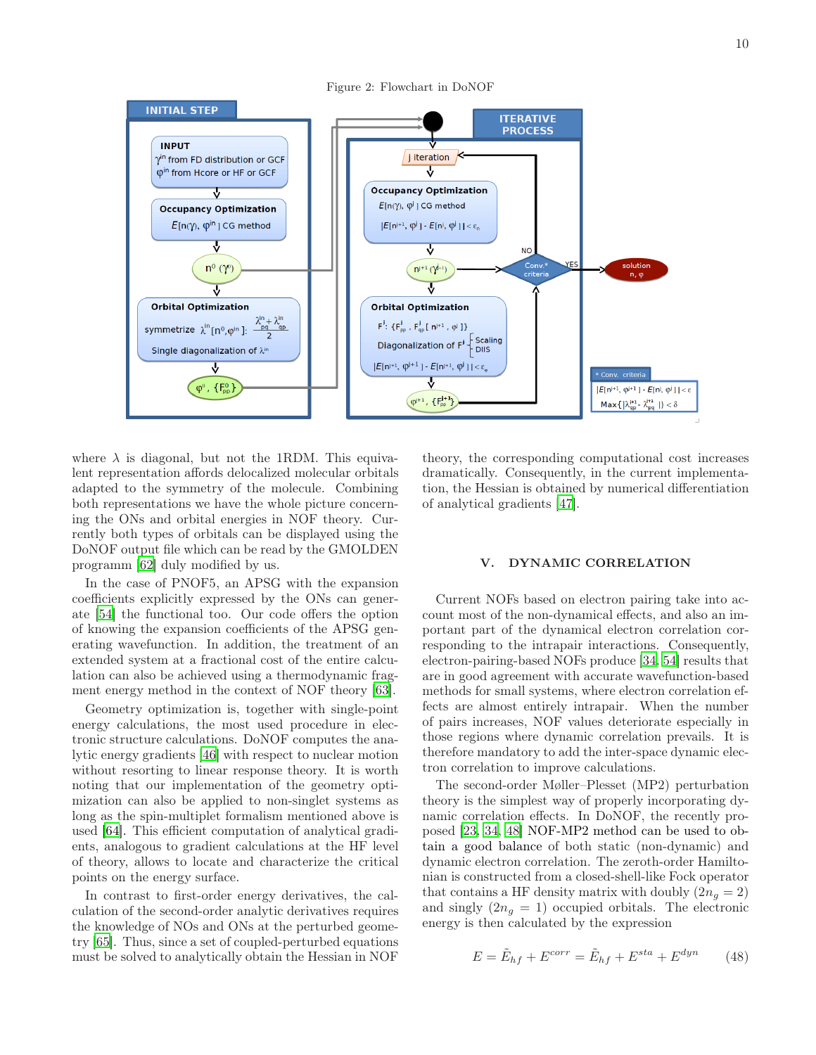Figure 2: Flowchart in DoNOF

where $\lambda$ is diagonal, but not the 1RDM. This equivalent representation affords delocalized molecular orbitals adapted to the symmetry of the molecule. Combining both representations we have the whole picture concerning the ONs and orbital energies in NOF theory. Currently both types of orbitals can be displayed using the DoNOF output file which can be read by the GMOLDEN programm [62] duly modified by us.

In the case of PNOF5, an APSG with the expansion coefficients explicitly expressed by the ONs can generate [54] the functional too. Our code offers the option of knowing the expansion coefficients of the APSG generating wavefunction. In addition, the treatment of an extended system at a fractional cost of the entire calculation can also be achieved using a thermodynamic fragment energy method in the context of NOF theory [63].

Geometry optimization is, together with single-point energy calculations, the most used procedure in electronic structure calculations. DoNOF computes the analytic energy gradients [46] with respect to nuclear motion without resorting to linear response theory. It is worth noting that our implementation of the geometry optimization can also be applied to non-singlet systems as long as the spin-multiplet formalism mentioned above is used [64]. This efficient computation of analytical gradients, analogous to gradient calculations at the HF level of theory, allows to locate and characterize the critical points on the energy surface.

In contrast to first-order energy derivatives, the calculation of the second-order analytic derivatives requires the knowledge of NOs and ONs at the perturbed geometry [65]. Thus, since a set of coupled-perturbed equations must be solved to analytically obtain the Hessian in NOF theory, the corresponding computational cost increases dramatically. Consequently, in the current implementation, the Hessian is obtained by numerical differentiation of analytical gradients [47].

## V. DYNAMIC CORRELATION

Current NOFs based on electron pairing take into account most of the non-dynamical effects, and also an important part of the dynamical electron correlation corresponding to the intrapair interactions. Consequently, electron-pairing-based NOFs produce [34, 54] results that are in good agreement with accurate wavefunction-based methods for small systems, where electron correlation effects are almost entirely intrapair. When the number of pairs increases, NOF values deteriorate especially in those regions where dynamic correlation prevails. It is therefore mandatory to add the inter-space dynamic electron correlation to improve calculations.

The second-order Møller–Plesset (MP2) perturbation theory is the simplest way of properly incorporating dynamic correlation effects. In DoNOF, the recently proposed [23, 34, 48] NOF-MP2 method can be used to obtain a good balance of both static (non-dynamic) and dynamic electron correlation. The zeroth-order Hamiltonian is constructed from a closed-shell-like Fock operator that contains a HF density matrix with doubly ($2n_g = 2$) and singly ($2n_g = 1$) occupied orbitals. The electronic energy is then calculated by the expression

$$E = \tilde{E}_{hf} + E^{corr} = \tilde{E}_{hf} + E^{sta} + E^{dyn} \qquad (48)$$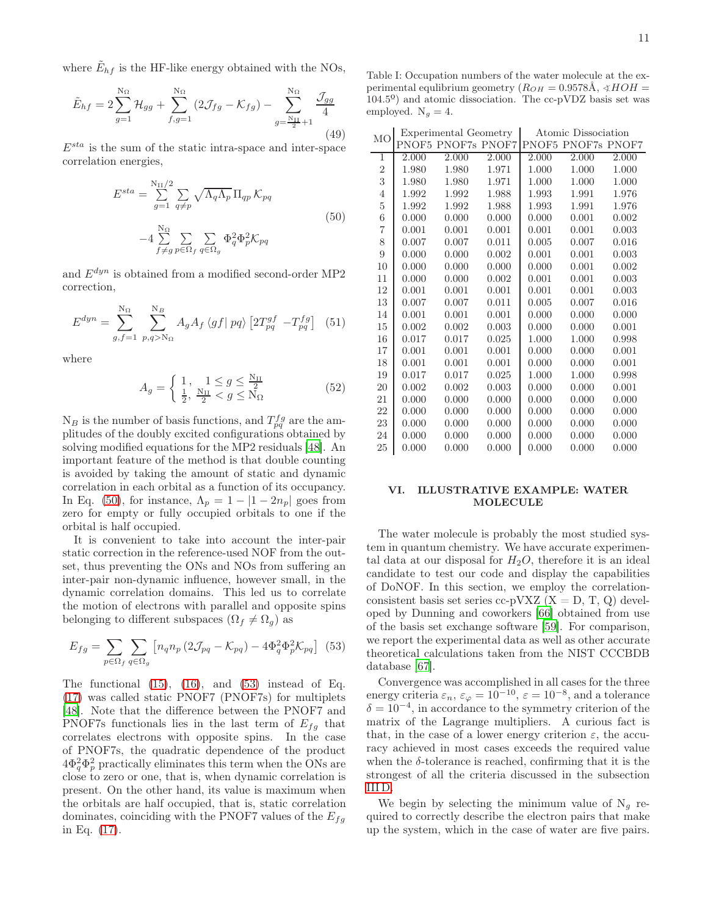where $\tilde{E}_{hf}$ is the HF-like energy obtained with the NOs,

$$\tilde{E}_{hf} = 2\sum_{g=1}^{\mathrm{N}_\Omega} \mathcal{H}_{gg} + \sum_{f,g=1}^{\mathrm{N}_\Omega} (2\mathcal{J}_{fg} - \mathcal{K}_{fg}) - \sum_{g=\frac{\mathrm{N}_\mathrm{II}}{2}+1}^{\mathrm{N}_\Omega} \frac{\mathcal{J}_{gg}}{4} \tag{49}$$

$E^{sta}$ is the sum of the static intra-space and inter-space correlation energies,

$$E^{sta} = \sum_{g=1}^{\mathrm{N}_\mathrm{II}/2} \sum_{q \neq p} \sqrt{\Lambda_q \Lambda_p}\, \Pi_{qp}\, \mathcal{K}_{pq}$$
$$-4\sum_{f \neq g}^{\mathrm{N}_\Omega} \sum_{p \in \Omega_f} \sum_{q \in \Omega_g} \Phi_q^2 \Phi_p^2 \mathcal{K}_{pq} \tag{50}$$

and $E^{dyn}$ is obtained from a modified second-order MP2 correction,

$$E^{dyn} = \sum_{g,f=1}^{\mathrm{N}_\Omega} \sum_{p,q>\mathrm{N}_\Omega}^{\mathrm{N}_B} A_g A_f \left\langle gf \right| pq \rangle \left[2T_{pq}^{gf} - T_{pq}^{fg}\right] \tag{51}$$

where

$$A_g = \begin{cases} 1, & 1 \leq g \leq \frac{\mathrm{N}_\mathrm{II}}{2} \\ \frac{1}{2}, & \frac{\mathrm{N}_\mathrm{II}}{2} < g \leq \mathrm{N}_\Omega \end{cases} \tag{52}$$

$\mathrm{N}_B$ is the number of basis functions, and $T_{pq}^{fg}$ are the amplitudes of the doubly excited configurations obtained by solving modified equations for the MP2 residuals [48]. An important feature of the method is that double counting is avoided by taking the amount of static and dynamic correlation in each orbital as a function of its occupancy. In Eq. (50), for instance, $\Lambda_p = 1 - |1 - 2n_p|$ goes from zero for empty or fully occupied orbitals to one if the orbital is half occupied.

It is convenient to take into account the inter-pair static correction in the reference-used NOF from the outset, thus preventing the ONs and NOs from suffering an inter-pair non-dynamic influence, however small, in the dynamic correlation domains. This led us to correlate the motion of electrons with parallel and opposite spins belonging to different subspaces ($\Omega_f \neq \Omega_g$) as

$$E_{fg} = \sum_{p \in \Omega_f} \sum_{q \in \Omega_g} \left[n_q n_p \left(2\mathcal{J}_{pq} - \mathcal{K}_{pq}\right) - 4\Phi_q^2 \Phi_p^2 \mathcal{K}_{pq}\right] \tag{53}$$

The functional (15), (16), and (53) instead of Eq. (17) was called static PNOF7 (PNOF7s) for multiplets [48]. Note that the difference between the PNOF7 and PNOF7s functionals lies in the last term of $E_{fg}$ that correlates electrons with opposite spins. In the case of PNOF7s, the quadratic dependence of the product $4\Phi_q^2\Phi_p^2$ practically eliminates this term when the ONs are close to zero or one, that is, when dynamic correlation is present. On the other hand, its value is maximum when the orbitals are half occupied, that is, static correlation dominates, coinciding with the PNOF7 values of the $E_{fg}$ in Eq. (17).

Table I: Occupation numbers of the water molecule at the experimental equlibrium geometry ($R_{OH} = 0.9578$Å, $\sphericalangle HOH = 104.5^o$) and atomic dissociation. The cc-pVDZ basis set was employed. $\mathrm{N}_g = 4$.

| MO | Experimental Geometry | | | Atomic Dissociation | | |
|---|---|---|---|---|---|---|
| | PNOF5 | PNOF7s | PNOF7 | PNOF5 | PNOF7s | PNOF7 |
| 1 | 2.000 | 2.000 | 2.000 | 2.000 | 2.000 | 2.000 |
| 2 | 1.980 | 1.980 | 1.971 | 1.000 | 1.000 | 1.000 |
| 3 | 1.980 | 1.980 | 1.971 | 1.000 | 1.000 | 1.000 |
| 4 | 1.992 | 1.992 | 1.988 | 1.993 | 1.991 | 1.976 |
| 5 | 1.992 | 1.992 | 1.988 | 1.993 | 1.991 | 1.976 |
| 6 | 0.000 | 0.000 | 0.000 | 0.000 | 0.001 | 0.002 |
| 7 | 0.001 | 0.001 | 0.001 | 0.001 | 0.001 | 0.003 |
| 8 | 0.007 | 0.007 | 0.011 | 0.005 | 0.007 | 0.016 |
| 9 | 0.000 | 0.000 | 0.002 | 0.001 | 0.001 | 0.003 |
| 10 | 0.000 | 0.000 | 0.000 | 0.000 | 0.001 | 0.002 |
| 11 | 0.000 | 0.000 | 0.002 | 0.001 | 0.001 | 0.003 |
| 12 | 0.001 | 0.001 | 0.001 | 0.001 | 0.001 | 0.003 |
| 13 | 0.007 | 0.007 | 0.011 | 0.005 | 0.007 | 0.016 |
| 14 | 0.001 | 0.001 | 0.001 | 0.000 | 0.000 | 0.000 |
| 15 | 0.002 | 0.002 | 0.003 | 0.000 | 0.000 | 0.001 |
| 16 | 0.017 | 0.017 | 0.025 | 1.000 | 1.000 | 0.998 |
| 17 | 0.001 | 0.001 | 0.001 | 0.000 | 0.000 | 0.001 |
| 18 | 0.001 | 0.001 | 0.001 | 0.000 | 0.000 | 0.001 |
| 19 | 0.017 | 0.017 | 0.025 | 1.000 | 1.000 | 0.998 |
| 20 | 0.002 | 0.002 | 0.003 | 0.000 | 0.000 | 0.001 |
| 21 | 0.000 | 0.000 | 0.000 | 0.000 | 0.000 | 0.000 |
| 22 | 0.000 | 0.000 | 0.000 | 0.000 | 0.000 | 0.000 |
| 23 | 0.000 | 0.000 | 0.000 | 0.000 | 0.000 | 0.000 |
| 24 | 0.000 | 0.000 | 0.000 | 0.000 | 0.000 | 0.000 |
| 25 | 0.000 | 0.000 | 0.000 | 0.000 | 0.000 | 0.000 |

## VI. ILLUSTRATIVE EXAMPLE: WATER MOLECULE

The water molecule is probably the most studied system in quantum chemistry. We have accurate experimental data at our disposal for $H_2O$, therefore it is an ideal candidate to test our code and display the capabilities of DoNOF. In this section, we employ the correlation-consistent basis set series cc-pVXZ (X = D, T, Q) developed by Dunning and coworkers [66] obtained from use of the basis set exchange software [59]. For comparison, we report the experimental data as well as other accurate theoretical calculations taken from the NIST CCCBDB database [67].

Convergence was accomplished in all cases for the three energy criteria $\varepsilon_n$, $\varepsilon_\varphi = 10^{-10}$, $\varepsilon = 10^{-8}$, and a tolerance $\delta = 10^{-4}$, in accordance to the symmetry criterion of the matrix of the Lagrange multipliers. A curious fact is that, in the case of a lower energy criterion $\varepsilon$, the accuracy achieved in most cases exceeds the required value when the $\delta$-tolerance is reached, confirming that it is the strongest of all the criteria discussed in the subsection III D.

We begin by selecting the minimum value of $\mathrm{N}_g$ required to correctly describe the electron pairs that make up the system, which in the case of water are five pairs.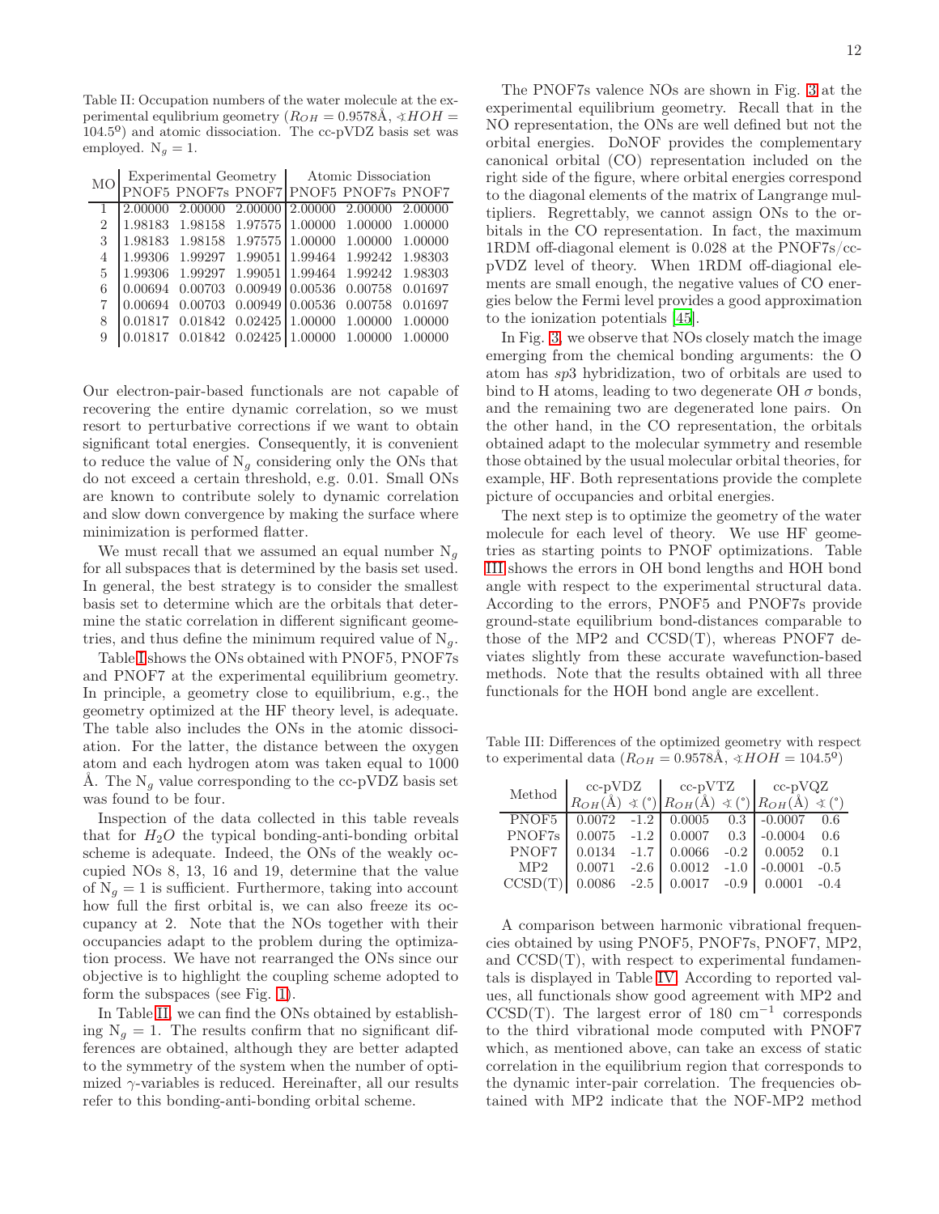Table II: Occupation numbers of the water molecule at the experimental equlibrium geometry ($R_{OH} = 0.9578$Å, $\sphericalangle HOH = 104.5^0$) and atomic dissociation. The cc-pVDZ basis set was employed. $N_g = 1$.

| MO | Experimental Geometry | | | Atomic Dissociation | | |
|---|---|---|---|---|---|---|
| | PNOF5 | PNOF7s | PNOF7 | PNOF5 | PNOF7s | PNOF7 |
| 1 | 2.00000 | 2.00000 | 2.00000 | 2.00000 | 2.00000 | 2.00000 |
| 2 | 1.98183 | 1.98158 | 1.97575 | 1.00000 | 1.00000 | 1.00000 |
| 3 | 1.98183 | 1.98158 | 1.97575 | 1.00000 | 1.00000 | 1.00000 |
| 4 | 1.99306 | 1.99297 | 1.99051 | 1.99464 | 1.99242 | 1.98303 |
| 5 | 1.99306 | 1.99297 | 1.99051 | 1.99464 | 1.99242 | 1.98303 |
| 6 | 0.00694 | 0.00703 | 0.00949 | 0.00536 | 0.00758 | 0.01697 |
| 7 | 0.00694 | 0.00703 | 0.00949 | 0.00536 | 0.00758 | 0.01697 |
| 8 | 0.01817 | 0.01842 | 0.02425 | 1.00000 | 1.00000 | 1.00000 |
| 9 | 0.01817 | 0.01842 | 0.02425 | 1.00000 | 1.00000 | 1.00000 |

Our electron-pair-based functionals are not capable of recovering the entire dynamic correlation, so we must resort to perturbative corrections if we want to obtain significant total energies. Consequently, it is convenient to reduce the value of $N_g$ considering only the ONs that do not exceed a certain threshold, e.g. 0.01. Small ONs are known to contribute solely to dynamic correlation and slow down convergence by making the surface where minimization is performed flatter.

We must recall that we assumed an equal number $N_g$ for all subspaces that is determined by the basis set used. In general, the best strategy is to consider the smallest basis set to determine which are the orbitals that determine the static correlation in different significant geometries, and thus define the minimum required value of $N_g$.

Table I shows the ONs obtained with PNOF5, PNOF7s and PNOF7 at the experimental equilibrium geometry. In principle, a geometry close to equilibrium, e.g., the geometry optimized at the HF theory level, is adequate. The table also includes the ONs in the atomic dissociation. For the latter, the distance between the oxygen atom and each hydrogen atom was taken equal to 1000 Å. The $N_g$ value corresponding to the cc-pVDZ basis set was found to be four.

Inspection of the data collected in this table reveals that for $H_2O$ the typical bonding-anti-bonding orbital scheme is adequate. Indeed, the ONs of the weakly occupied NOs 8, 13, 16 and 19, determine that the value of $N_g = 1$ is sufficient. Furthermore, taking into account how full the first orbital is, we can also freeze its occupancy at 2. Note that the NOs together with their occupancies adapt to the problem during the optimization process. We have not rearranged the ONs since our objective is to highlight the coupling scheme adopted to form the subspaces (see Fig. 1).

In Table II, we can find the ONs obtained by establishing $N_g = 1$. The results confirm that no significant differences are obtained, although they are better adapted to the symmetry of the system when the number of optimized $\gamma$-variables is reduced. Hereinafter, all our results refer to this bonding-anti-bonding orbital scheme.

The PNOF7s valence NOs are shown in Fig. 3 at the experimental equilibrium geometry. Recall that in the NO representation, the ONs are well defined but not the orbital energies. DoNOF provides the complementary canonical orbital (CO) representation included on the right side of the figure, where orbital energies correspond to the diagonal elements of the matrix of Langrange multipliers. Regrettably, we cannot assign ONs to the orbitals in the CO representation. In fact, the maximum 1RDM off-diagonal element is 0.028 at the PNOF7s/cc-pVDZ level of theory. When 1RDM off-diagional elements are small enough, the negative values of CO energies below the Fermi level provides a good approximation to the ionization potentials [45].

In Fig. 3, we observe that NOs closely match the image emerging from the chemical bonding arguments: the O atom has $sp3$ hybridization, two of orbitals are used to bind to H atoms, leading to two degenerate OH $\sigma$ bonds, and the remaining two are degenerated lone pairs. On the other hand, in the CO representation, the orbitals obtained adapt to the molecular symmetry and resemble those obtained by the usual molecular orbital theories, for example, HF. Both representations provide the complete picture of occupancies and orbital energies.

The next step is to optimize the geometry of the water molecule for each level of theory. We use HF geometries as starting points to PNOF optimizations. Table III shows the errors in OH bond lengths and HOH bond angle with respect to the experimental structural data. According to the errors, PNOF5 and PNOF7s provide ground-state equilibrium bond-distances comparable to those of the MP2 and CCSD(T), whereas PNOF7 deviates slightly from these accurate wavefunction-based methods. Note that the results obtained with all three functionals for the HOH bond angle are excellent.

Table III: Differences of the optimized geometry with respect to experimental data ($R_{OH} = 0.9578$Å, $\sphericalangle HOH = 104.5^0$)

| Method | cc-pVDZ | | cc-pVTZ | | cc-pVQZ | |
|---|---|---|---|---|---|---|
| | $R_{OH}$(Å) | $\sphericalangle$ (°) | $R_{OH}$(Å) | $\sphericalangle$ (°) | $R_{OH}$(Å) | $\sphericalangle$ (°) |
| PNOF5 | 0.0072 | -1.2 | 0.0005 | 0.3 | -0.0007 | 0.6 |
| PNOF7s | 0.0075 | -1.2 | 0.0007 | 0.3 | -0.0004 | 0.6 |
| PNOF7 | 0.0134 | -1.7 | 0.0066 | -0.2 | 0.0052 | 0.1 |
| MP2 | 0.0071 | -2.6 | 0.0012 | -1.0 | -0.0001 | -0.5 |
| CCSD(T) | 0.0086 | -2.5 | 0.0017 | -0.9 | 0.0001 | -0.4 |

A comparison between harmonic vibrational frequencies obtained by using PNOF5, PNOF7s, PNOF7, MP2, and CCSD(T), with respect to experimental fundamentals is displayed in Table IV. According to reported values, all functionals show good agreement with MP2 and CCSD(T). The largest error of 180 $cm^{-1}$ corresponds to the third vibrational mode computed with PNOF7 which, as mentioned above, can take an excess of static correlation in the equilibrium region that corresponds to the dynamic inter-pair correlation. The frequencies obtained with MP2 indicate that the NOF-MP2 method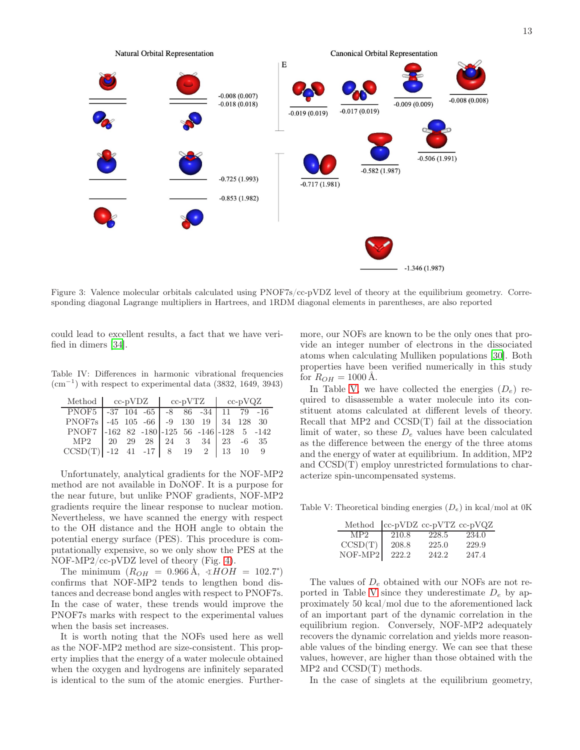Figure 3: Valence molecular orbitals calculated using PNOF7s/cc-pVDZ level of theory at the equilibrium geometry. Corresponding diagonal Lagrange multipliers in Hartrees, and 1RDM diagonal elements in parentheses, are also reported

could lead to excellent results, a fact that we have verified in dimers [34].

Table IV: Differences in harmonic vibrational frequencies ($cm^{-1}$) with respect to experimental data (3832, 1649, 3943)

| Method | cc-pVDZ | | | cc-pVTZ | | | cc-pVQZ | | |
|---|---|---|---|---|---|---|---|---|---|
| PNOF5 | -37 | 104 | -65 | -8 | 86 | -34 | 11 | 79 | -16 |
| PNOF7s | -45 | 105 | -66 | -9 | 130 | 19 | 34 | 128 | 30 |
| PNOF7 | -162 | 82 | -180 | -125 | 56 | -146 | -128 | 5 | -142 |
| MP2 | 20 | 29 | 28 | 24 | 3 | 34 | 23 | -6 | 35 |
| CCSD(T) | -12 | 41 | -17 | 8 | 19 | 2 | 13 | 10 | 9 |

Unfortunately, analytical gradients for the NOF-MP2 method are not available in DoNOF. It is a purpose for the near future, but unlike PNOF gradients, NOF-MP2 gradients require the linear response to nuclear motion. Nevertheless, we have scanned the energy with respect to the OH distance and the HOH angle to obtain the potential energy surface (PES). This procedure is computationally expensive, so we only show the PES at the NOF-MP2/cc-pVDZ level of theory (Fig. 4).

The minimum ($R_{OH}$ = 0.966 Å, $\sphericalangle HOH$ = 102.7°) confirms that NOF-MP2 tends to lengthen bond distances and decrease bond angles with respect to PNOF7s. In the case of water, these trends would improve the PNOF7s marks with respect to the experimental values when the basis set increases.

It is worth noting that the NOFs used here as well as the NOF-MP2 method are size-consistent. This property implies that the energy of a water molecule obtained when the oxygen and hydrogens are infinitely separated is identical to the sum of the atomic energies. Furthermore, our NOFs are known to be the only ones that provide an integer number of electrons in the dissociated atoms when calculating Mulliken populations [30]. Both properties have been verified numerically in this study for $R_{OH}$ = 1000 Å.

In Table V, we have collected the energies ($D_e$) required to disassemble a water molecule into its constituent atoms calculated at different levels of theory. Recall that MP2 and CCSD(T) fail at the dissociation limit of water, so these $D_e$ values have been calculated as the difference between the energy of the three atoms and the energy of water at equilibrium. In addition, MP2 and CCSD(T) employ unrestricted formulations to characterize spin-uncompensated systems.

Table V: Theoretical binding energies ($D_e$) in kcal/mol at 0K

| Method | cc-pVDZ | cc-pVTZ | cc-pVQZ |
|---|---|---|---|
| MP2 | 210.8 | 228.5 | 234.0 |
| CCSD(T) | 208.8 | 225.0 | 229.9 |
| NOF-MP2 | 222.2 | 242.2 | 247.4 |

The values of $D_e$ obtained with our NOFs are not reported in Table V since they underestimate $D_e$ by approximately 50 kcal/mol due to the aforementioned lack of an important part of the dynamic correlation in the equilibrium region. Conversely, NOF-MP2 adequately recovers the dynamic correlation and yields more reasonable values of the binding energy. We can see that these values, however, are higher than those obtained with the MP2 and CCSD(T) methods.

In the case of singlets at the equilibrium geometry,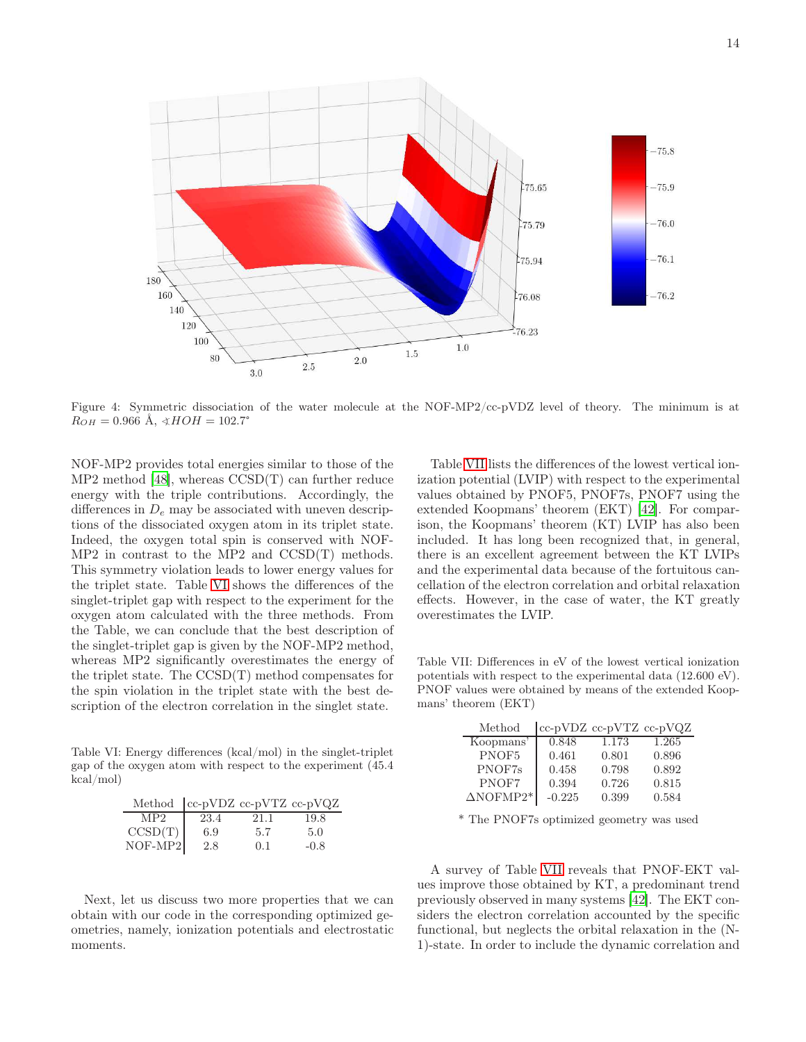Figure 4: Symmetric dissociation of the water molecule at the NOF-MP2/cc-pVDZ level of theory. The minimum is at $R_{OH} = 0.966$ Å, $\sphericalangle HOH = 102.7°$

NOF-MP2 provides total energies similar to those of the MP2 method [48], whereas CCSD(T) can further reduce energy with the triple contributions. Accordingly, the differences in $D_e$ may be associated with uneven descriptions of the dissociated oxygen atom in its triplet state. Indeed, the oxygen total spin is conserved with NOF-MP2 in contrast to the MP2 and CCSD(T) methods. This symmetry violation leads to lower energy values for the triplet state. Table VI shows the differences of the singlet-triplet gap with respect to the experiment for the oxygen atom calculated with the three methods. From the Table, we can conclude that the best description of the singlet-triplet gap is given by the NOF-MP2 method, whereas MP2 significantly overestimates the energy of the triplet state. The CCSD(T) method compensates for the spin violation in the triplet state with the best description of the electron correlation in the singlet state.

Table VI: Energy differences (kcal/mol) in the singlet-triplet gap of the oxygen atom with respect to the experiment (45.4 kcal/mol)

| Method | cc-pVDZ | cc-pVTZ | cc-pVQZ |
|---|---|---|---|
| MP2 | 23.4 | 21.1 | 19.8 |
| CCSD(T) | 6.9 | 5.7 | 5.0 |
| NOF-MP2 | 2.8 | 0.1 | -0.8 |

Next, let us discuss two more properties that we can obtain with our code in the corresponding optimized geometries, namely, ionization potentials and electrostatic moments.

Table VII lists the differences of the lowest vertical ionization potential (LVIP) with respect to the experimental values obtained by PNOF5, PNOF7s, PNOF7 using the extended Koopmans' theorem (EKT) [42]. For comparison, the Koopmans' theorem (KT) LVIP has also been included. It has long been recognized that, in general, there is an excellent agreement between the KT LVIPs and the experimental data because of the fortuitous cancellation of the electron correlation and orbital relaxation effects. However, in the case of water, the KT greatly overestimates the LVIP.

Table VII: Differences in eV of the lowest vertical ionization potentials with respect to the experimental data (12.600 eV). PNOF values were obtained by means of the extended Koopmans' theorem (EKT)

| Method | cc-pVDZ | cc-pVTZ | cc-pVQZ |
|---|---|---|---|
| Koopmans' | 0.848 | 1.173 | 1.265 |
| PNOF5 | 0.461 | 0.801 | 0.896 |
| PNOF7s | 0.458 | 0.798 | 0.892 |
| PNOF7 | 0.394 | 0.726 | 0.815 |
| ΔNOFMP2* | -0.225 | 0.399 | 0.584 |

\* The PNOF7s optimized geometry was used

A survey of Table VII reveals that PNOF-EKT values improve those obtained by KT, a predominant trend previously observed in many systems [42]. The EKT considers the electron correlation accounted by the specific functional, but neglects the orbital relaxation in the (N-1)-state. In order to include the dynamic correlation and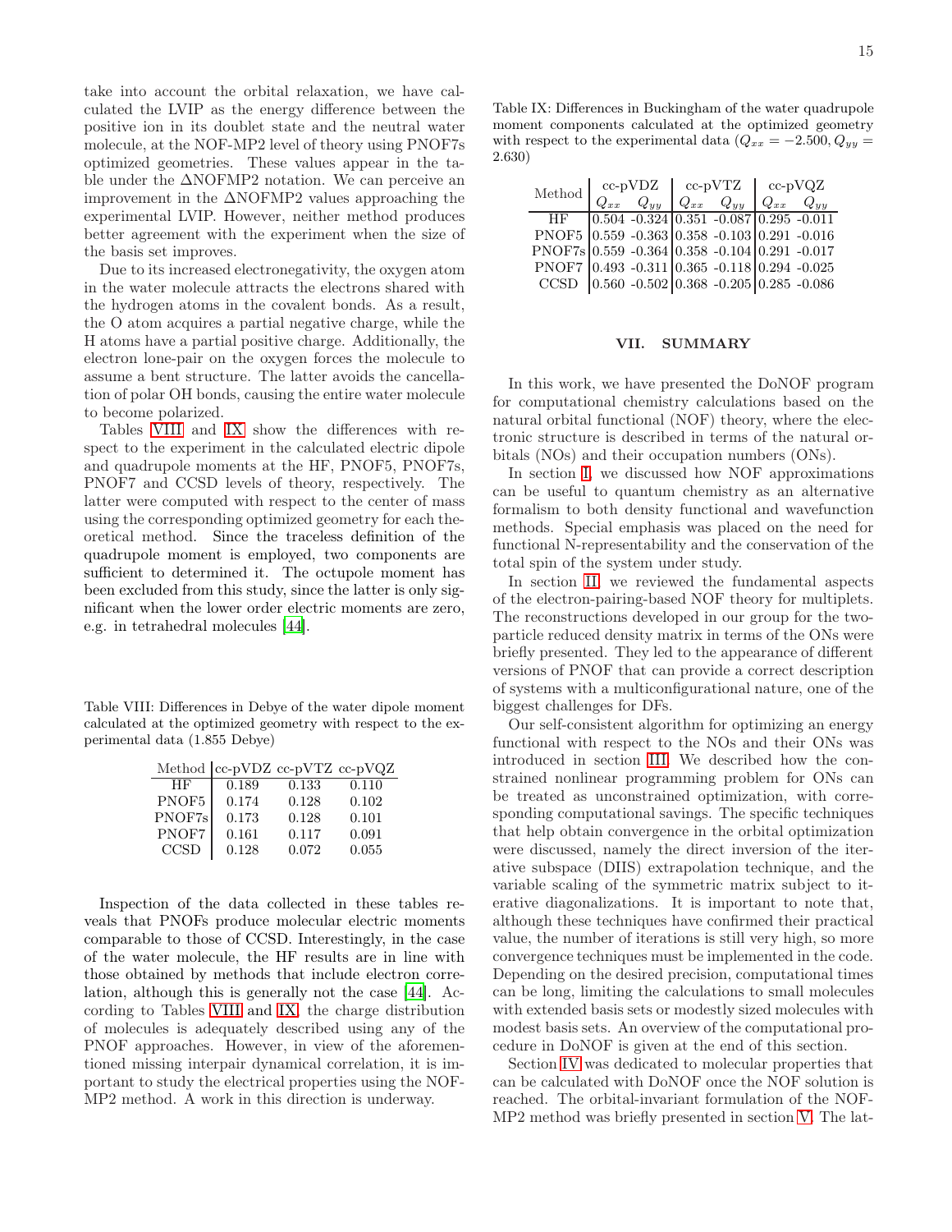take into account the orbital relaxation, we have calculated the LVIP as the energy difference between the positive ion in its doublet state and the neutral water molecule, at the NOF-MP2 level of theory using PNOF7s optimized geometries. These values appear in the table under the ΔNOFMP2 notation. We can perceive an improvement in the ΔNOFMP2 values approaching the experimental LVIP. However, neither method produces better agreement with the experiment when the size of the basis set improves.

Due to its increased electronegativity, the oxygen atom in the water molecule attracts the electrons shared with the hydrogen atoms in the covalent bonds. As a result, the O atom acquires a partial negative charge, while the H atoms have a partial positive charge. Additionally, the electron lone-pair on the oxygen forces the molecule to assume a bent structure. The latter avoids the cancellation of polar OH bonds, causing the entire water molecule to become polarized.

Tables VIII and IX show the differences with respect to the experiment in the calculated electric dipole and quadrupole moments at the HF, PNOF5, PNOF7s, PNOF7 and CCSD levels of theory, respectively. The latter were computed with respect to the center of mass using the corresponding optimized geometry for each theoretical method. Since the traceless definition of the quadrupole moment is employed, two components are sufficient to determined it. The octupole moment has been excluded from this study, since the latter is only significant when the lower order electric moments are zero, e.g. in tetrahedral molecules [44].

Table VIII: Differences in Debye of the water dipole moment calculated at the optimized geometry with respect to the experimental data (1.855 Debye)

| Method | cc-pVDZ | cc-pVTZ | cc-pVQZ |
|---|---|---|---|
| HF | 0.189 | 0.133 | 0.110 |
| PNOF5 | 0.174 | 0.128 | 0.102 |
| PNOF7s | 0.173 | 0.128 | 0.101 |
| PNOF7 | 0.161 | 0.117 | 0.091 |
| CCSD | 0.128 | 0.072 | 0.055 |

Inspection of the data collected in these tables reveals that PNOFs produce molecular electric moments comparable to those of CCSD. Interestingly, in the case of the water molecule, the HF results are in line with those obtained by methods that include electron correlation, although this is generally not the case [44]. According to Tables VIII and IX, the charge distribution of molecules is adequately described using any of the PNOF approaches. However, in view of the aforementioned missing interpair dynamical correlation, it is important to study the electrical properties using the NOF-MP2 method. A work in this direction is underway.

Table IX: Differences in Buckingham of the water quadrupole moment components calculated at the optimized geometry with respect to the experimental data ($Q_{xx} = -2.500, Q_{yy} = 2.630$)

| Method | cc-pVDZ | | cc-pVTZ | | cc-pVQZ | |
|---|---|---|---|---|---|---|
| | $Q_{xx}$ | $Q_{yy}$ | $Q_{xx}$ | $Q_{yy}$ | $Q_{xx}$ | $Q_{yy}$ |
| HF | 0.504 | -0.324 | 0.351 | -0.087 | 0.295 | -0.011 |
| PNOF5 | 0.559 | -0.363 | 0.358 | -0.103 | 0.291 | -0.016 |
| PNOF7s | 0.559 | -0.364 | 0.358 | -0.104 | 0.291 | -0.017 |
| PNOF7 | 0.493 | -0.311 | 0.365 | -0.118 | 0.294 | -0.025 |
| CCSD | 0.560 | -0.502 | 0.368 | -0.205 | 0.285 | -0.086 |

## VII. SUMMARY

In this work, we have presented the DoNOF program for computational chemistry calculations based on the natural orbital functional (NOF) theory, where the electronic structure is described in terms of the natural orbitals (NOs) and their occupation numbers (ONs).

In section I, we discussed how NOF approximations can be useful to quantum chemistry as an alternative formalism to both density functional and wavefunction methods. Special emphasis was placed on the need for functional N-representability and the conservation of the total spin of the system under study.

In section II, we reviewed the fundamental aspects of the electron-pairing-based NOF theory for multiplets. The reconstructions developed in our group for the two-particle reduced density matrix in terms of the ONs were briefly presented. They led to the appearance of different versions of PNOF that can provide a correct description of systems with a multiconfigurational nature, one of the biggest challenges for DFs.

Our self-consistent algorithm for optimizing an energy functional with respect to the NOs and their ONs was introduced in section III. We described how the constrained nonlinear programming problem for ONs can be treated as unconstrained optimization, with corresponding computational savings. The specific techniques that help obtain convergence in the orbital optimization were discussed, namely the direct inversion of the iterative subspace (DIIS) extrapolation technique, and the variable scaling of the symmetric matrix subject to iterative diagonalizations. It is important to note that, although these techniques have confirmed their practical value, the number of iterations is still very high, so more convergence techniques must be implemented in the code. Depending on the desired precision, computational times can be long, limiting the calculations to small molecules with extended basis sets or modestly sized molecules with modest basis sets. An overview of the computational procedure in DoNOF is given at the end of this section.

Section IV was dedicated to molecular properties that can be calculated with DoNOF once the NOF solution is reached. The orbital-invariant formulation of the NOF-MP2 method was briefly presented in section V. The lat-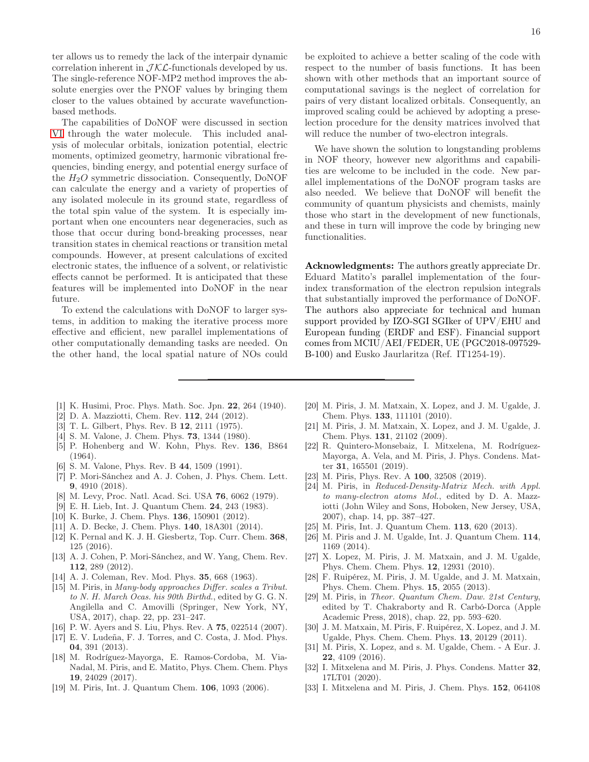ter allows us to remedy the lack of the interpair dynamic correlation inherent in $\mathcal{JKL}$-functionals developed by us. The single-reference NOF-MP2 method improves the absolute energies over the PNOF values by bringing them closer to the values obtained by accurate wavefunction-based methods.

The capabilities of DoNOF were discussed in section VI through the water molecule. This included analysis of molecular orbitals, ionization potential, electric moments, optimized geometry, harmonic vibrational frequencies, binding energy, and potential energy surface of the $H_2O$ symmetric dissociation. Consequently, DoNOF can calculate the energy and a variety of properties of any isolated molecule in its ground state, regardless of the total spin value of the system. It is especially important when one encounters near degeneracies, such as those that occur during bond-breaking processes, near transition states in chemical reactions or transition metal compounds. However, at present calculations of excited electronic states, the influence of a solvent, or relativistic effects cannot be performed. It is anticipated that these features will be implemented into DoNOF in the near future.

To extend the calculations with DoNOF to larger systems, in addition to making the iterative process more effective and efficient, new parallel implementations of other computationally demanding tasks are needed. On the other hand, the local spatial nature of NOs could be exploited to achieve a better scaling of the code with respect to the number of basis functions. It has been shown with other methods that an important source of computational savings is the neglect of correlation for pairs of very distant localized orbitals. Consequently, an improved scaling could be achieved by adopting a preselection procedure for the density matrices involved that will reduce the number of two-electron integrals.

We have shown the solution to longstanding problems in NOF theory, however new algorithms and capabilities are welcome to be included in the code. New parallel implementations of the DoNOF program tasks are also needed. We believe that DoNOF will benefit the community of quantum physicists and chemists, mainly those who start in the development of new functionals, and these in turn will improve the code by bringing new functionalities.

**Acknowledgments:** The authors greatly appreciate Dr. Eduard Matito's parallel implementation of the four-index transformation of the electron repulsion integrals that substantially improved the performance of DoNOF. The authors also appreciate for technical and human support provided by IZO-SGI SGIker of UPV/EHU and European funding (ERDF and ESF). Financial support comes from MCIU/AEI/FEDER, UE (PGC2018-097529-B-100) and Eusko Jaurlaritza (Ref. IT1254-19).

---

[1] K. Husimi, Proc. Phys. Math. Soc. Jpn. **22**, 264 (1940).
[2] D. A. Mazziotti, Chem. Rev. **112**, 244 (2012).
[3] T. L. Gilbert, Phys. Rev. B **12**, 2111 (1975).
[4] S. M. Valone, J. Chem. Phys. **73**, 1344 (1980).
[5] P. Hohenberg and W. Kohn, Phys. Rev. **136**, B864 (1964).
[6] S. M. Valone, Phys. Rev. B **44**, 1509 (1991).
[7] P. Mori-Sánchez and A. J. Cohen, J. Phys. Chem. Lett. **9**, 4910 (2018).
[8] M. Levy, Proc. Natl. Acad. Sci. USA **76**, 6062 (1979).
[9] E. H. Lieb, Int. J. Quantum Chem. **24**, 243 (1983).
[10] K. Burke, J. Chem. Phys. **136**, 150901 (2012).
[11] A. D. Becke, J. Chem. Phys. **140**, 18A301 (2014).
[12] K. Pernal and K. J. H. Giesbertz, Top. Curr. Chem. **368**, 125 (2016).
[13] A. J. Cohen, P. Mori-Sánchez, and W. Yang, Chem. Rev. **112**, 289 (2012).
[14] A. J. Coleman, Rev. Mod. Phys. **35**, 668 (1963).
[15] M. Piris, in *Many-body approaches Differ. scales a Tribut. to N. H. March Ocas. his 90th Birthd.*, edited by G. G. N. Angilella and C. Amovilli (Springer, New York, NY, USA, 2017), chap. 22, pp. 231–247.
[16] P. W. Ayers and S. Liu, Phys. Rev. A **75**, 022514 (2007).
[17] E. V. Ludeña, F. J. Torres, and C. Costa, J. Mod. Phys. **04**, 391 (2013).
[18] M. Rodríguez-Mayorga, E. Ramos-Cordoba, M. Via-Nadal, M. Piris, and E. Matito, Phys. Chem. Chem. Phys **19**, 24029 (2017).
[19] M. Piris, Int. J. Quantum Chem. **106**, 1093 (2006).
[20] M. Piris, J. M. Matxain, X. Lopez, and J. M. Ugalde, J. Chem. Phys. **133**, 111101 (2010).
[21] M. Piris, J. M. Matxain, X. Lopez, and J. M. Ugalde, J. Chem. Phys. **131**, 21102 (2009).
[22] R. Quintero-Monsebaiz, I. Mitxelena, M. Rodríguez-Mayorga, A. Vela, and M. Piris, J. Phys. Condens. Matter **31**, 165501 (2019).
[23] M. Piris, Phys. Rev. A **100**, 32508 (2019).
[24] M. Piris, in *Reduced-Density-Matrix Mech. with Appl. to many-electron atoms Mol.*, edited by D. A. Mazziotti (John Wiley and Sons, Hoboken, New Jersey, USA, 2007), chap. 14, pp. 387–427.
[25] M. Piris, Int. J. Quantum Chem. **113**, 620 (2013).
[26] M. Piris and J. M. Ugalde, Int. J. Quantum Chem. **114**, 1169 (2014).
[27] X. Lopez, M. Piris, J. M. Matxain, and J. M. Ugalde, Phys. Chem. Chem. Phys. **12**, 12931 (2010).
[28] F. Ruipérez, M. Piris, J. M. Ugalde, and J. M. Matxain, Phys. Chem. Chem. Phys. **15**, 2055 (2013).
[29] M. Piris, in *Theor. Quantum Chem. Daw. 21st Century*, edited by T. Chakraborty and R. Carbó-Dorca (Apple Academic Press, 2018), chap. 22, pp. 593–620.
[30] J. M. Matxain, M. Piris, F. Ruipérez, X. Lopez, and J. M. Ugalde, Phys. Chem. Chem. Phys. **13**, 20129 (2011).
[31] M. Piris, X. Lopez, and s. M. Ugalde, Chem. - A Eur. J. **22**, 4109 (2016).
[32] I. Mitxelena and M. Piris, J. Phys. Condens. Matter **32**, 17LT01 (2020).
[33] I. Mitxelena and M. Piris, J. Chem. Phys. **152**, 064108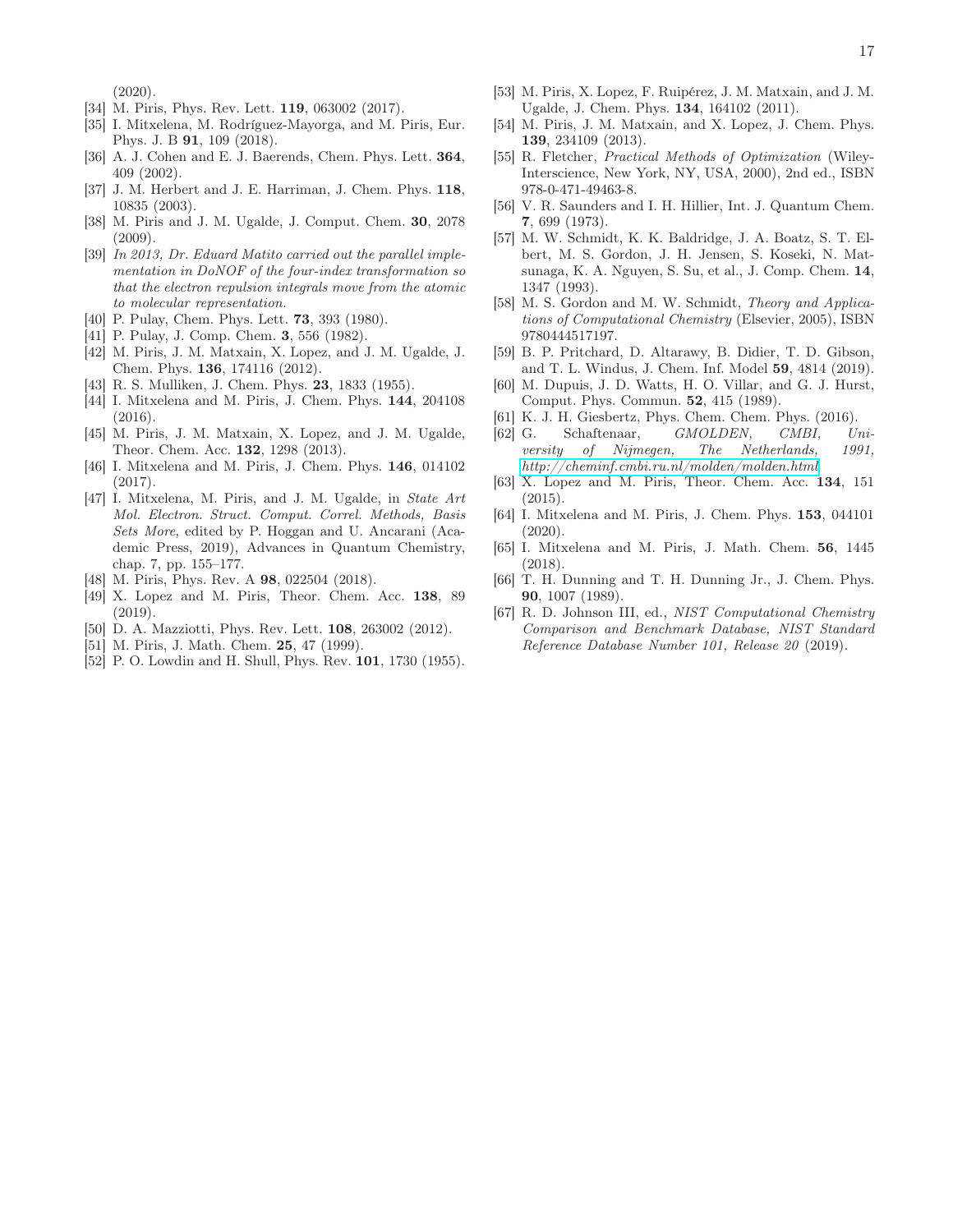(2020).

[34] M. Piris, Phys. Rev. Lett. **119**, 063002 (2017).

[35] I. Mitxelena, M. Rodríguez-Mayorga, and M. Piris, Eur. Phys. J. B **91**, 109 (2018).

[36] A. J. Cohen and E. J. Baerends, Chem. Phys. Lett. **364**, 409 (2002).

[37] J. M. Herbert and J. E. Harriman, J. Chem. Phys. **118**, 10835 (2003).

[38] M. Piris and J. M. Ugalde, J. Comput. Chem. **30**, 2078 (2009).

[39] *In 2013, Dr. Eduard Matito carried out the parallel implementation in DoNOF of the four-index transformation so that the electron repulsion integrals move from the atomic to molecular representation.*

[40] P. Pulay, Chem. Phys. Lett. **73**, 393 (1980).

[41] P. Pulay, J. Comp. Chem. **3**, 556 (1982).

[42] M. Piris, J. M. Matxain, X. Lopez, and J. M. Ugalde, J. Chem. Phys. **136**, 174116 (2012).

[43] R. S. Mulliken, J. Chem. Phys. **23**, 1833 (1955).

[44] I. Mitxelena and M. Piris, J. Chem. Phys. **144**, 204108 (2016).

[45] M. Piris, J. M. Matxain, X. Lopez, and J. M. Ugalde, Theor. Chem. Acc. **132**, 1298 (2013).

[46] I. Mitxelena and M. Piris, J. Chem. Phys. **146**, 014102 (2017).

[47] I. Mitxelena, M. Piris, and J. M. Ugalde, in *State Art Mol. Electron. Struct. Comput. Correl. Methods, Basis Sets More*, edited by P. Hoggan and U. Ancarani (Academic Press, 2019), Advances in Quantum Chemistry, chap. 7, pp. 155–177.

[48] M. Piris, Phys. Rev. A **98**, 022504 (2018).

[49] X. Lopez and M. Piris, Theor. Chem. Acc. **138**, 89 (2019).

[50] D. A. Mazziotti, Phys. Rev. Lett. **108**, 263002 (2012).

[51] M. Piris, J. Math. Chem. **25**, 47 (1999).

[52] P. O. Lowdin and H. Shull, Phys. Rev. **101**, 1730 (1955).

[53] M. Piris, X. Lopez, F. Ruipérez, J. M. Matxain, and J. M. Ugalde, J. Chem. Phys. **134**, 164102 (2011).

[54] M. Piris, J. M. Matxain, and X. Lopez, J. Chem. Phys. **139**, 234109 (2013).

[55] R. Fletcher, *Practical Methods of Optimization* (Wiley-Interscience, New York, NY, USA, 2000), 2nd ed., ISBN 978-0-471-49463-8.

[56] V. R. Saunders and I. H. Hillier, Int. J. Quantum Chem. **7**, 699 (1973).

[57] M. W. Schmidt, K. K. Baldridge, J. A. Boatz, S. T. Elbert, M. S. Gordon, J. H. Jensen, S. Koseki, N. Matsunaga, K. A. Nguyen, S. Su, et al., J. Comp. Chem. **14**, 1347 (1993).

[58] M. S. Gordon and M. W. Schmidt, *Theory and Applications of Computational Chemistry* (Elsevier, 2005), ISBN 9780444517197.

[59] B. P. Pritchard, D. Altarawy, B. Didier, T. D. Gibson, and T. L. Windus, J. Chem. Inf. Model **59**, 4814 (2019).

[60] M. Dupuis, J. D. Watts, H. O. Villar, and G. J. Hurst, Comput. Phys. Commun. **52**, 415 (1989).

[61] K. J. H. Giesbertz, Phys. Chem. Chem. Phys. (2016).

[62] G. Schaftenaar, *GMOLDEN, CMBI, University of Nijmegen, The Netherlands, 1991, http://cheminf.cmbi.ru.nl/molden/molden.html*.

[63] X. Lopez and M. Piris, Theor. Chem. Acc. **134**, 151 (2015).

[64] I. Mitxelena and M. Piris, J. Chem. Phys. **153**, 044101 (2020).

[65] I. Mitxelena and M. Piris, J. Math. Chem. **56**, 1445 (2018).

[66] T. H. Dunning and T. H. Dunning Jr., J. Chem. Phys. **90**, 1007 (1989).

[67] R. D. Johnson III, ed., *NIST Computational Chemistry Comparison and Benchmark Database, NIST Standard Reference Database Number 101, Release 20* (2019).